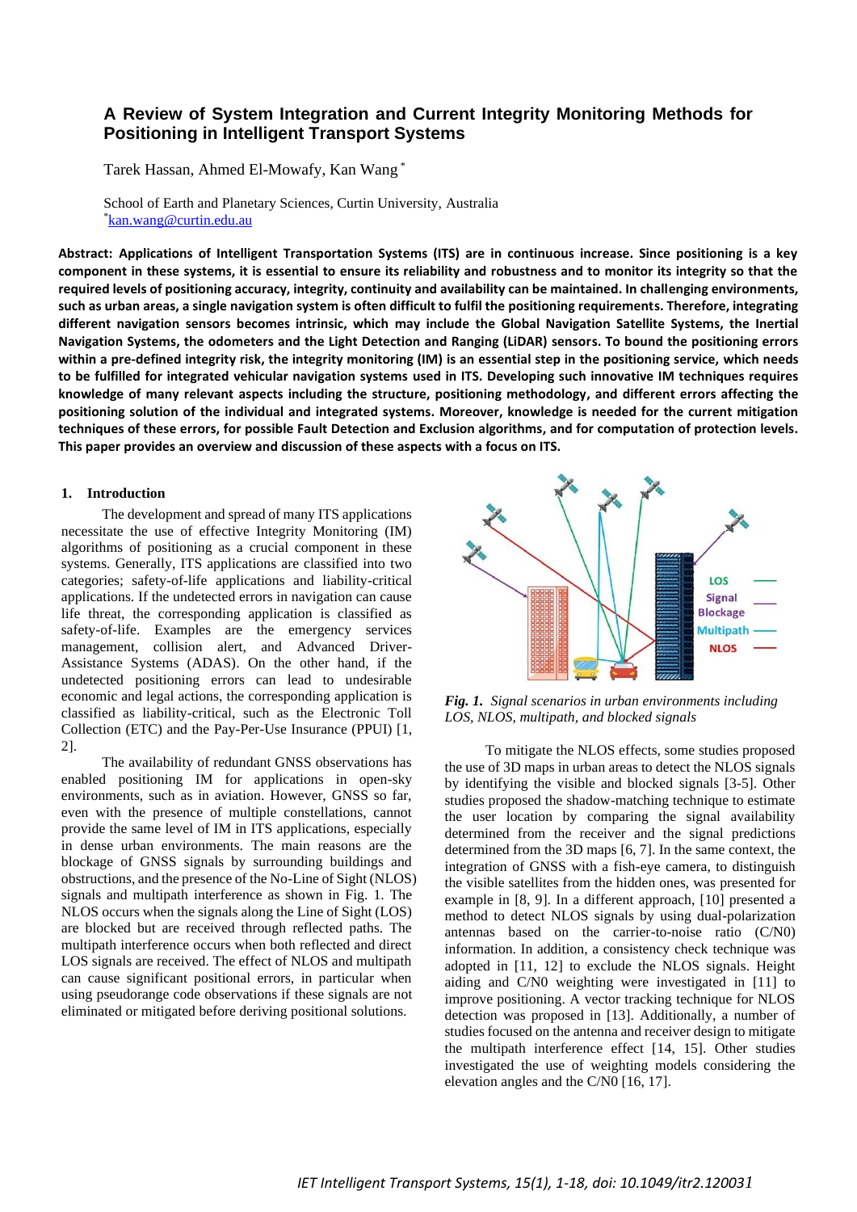# A Review of System Integration and Current Integrity Monitoring Methods for Positioning in Intelligent Transport Systems

Tarek Hassan, Ahmed El-Mowafy, Kan Wang [*]

School of Earth and Planetary Sciences, Curtin University, Australia
[*]kan.wang@curtin.edu.au

**Abstract: Applications of Intelligent Transportation Systems (ITS) are in continuous increase. Since positioning is a key component in these systems, it is essential to ensure its reliability and robustness and to monitor its integrity so that the required levels of positioning accuracy, integrity, continuity and availability can be maintained. In challenging environments, such as urban areas, a single navigation system is often difficult to fulfil the positioning requirements. Therefore, integrating different navigation sensors becomes intrinsic, which may include the Global Navigation Satellite Systems, the Inertial Navigation Systems, the odometers and the Light Detection and Ranging (LiDAR) sensors. To bound the positioning errors within a pre-defined integrity risk, the integrity monitoring (IM) is an essential step in the positioning service, which needs to be fulfilled for integrated vehicular navigation systems used in ITS. Developing such innovative IM techniques requires knowledge of many relevant aspects including the structure, positioning methodology, and different errors affecting the positioning solution of the individual and integrated systems. Moreover, knowledge is needed for the current mitigation techniques of these errors, for possible Fault Detection and Exclusion algorithms, and for computation of protection levels. This paper provides an overview and discussion of these aspects with a focus on ITS.**

## 1. Introduction

The development and spread of many ITS applications necessitate the use of effective Integrity Monitoring (IM) algorithms of positioning as a crucial component in these systems. Generally, ITS applications are classified into two categories; safety-of-life applications and liability-critical applications. If the undetected errors in navigation can cause life threat, the corresponding application is classified as safety-of-life. Examples are the emergency services management, collision alert, and Advanced Driver-Assistance Systems (ADAS). On the other hand, if the undetected positioning errors can lead to undesirable economic and legal actions, the corresponding application is classified as liability-critical, such as the Electronic Toll Collection (ETC) and the Pay-Per-Use Insurance (PPUI) [1, 2].

The availability of redundant GNSS observations has enabled positioning IM for applications in open-sky environments, such as in aviation. However, GNSS so far, even with the presence of multiple constellations, cannot provide the same level of IM in ITS applications, especially in dense urban environments. The main reasons are the blockage of GNSS signals by surrounding buildings and obstructions, and the presence of the No-Line of Sight (NLOS) signals and multipath interference as shown in Fig. 1. The NLOS occurs when the signals along the Line of Sight (LOS) are blocked but are received through reflected paths. The multipath interference occurs when both reflected and direct LOS signals are received. The effect of NLOS and multipath can cause significant positional errors, in particular when using pseudorange code observations if these signals are not eliminated or mitigated before deriving positional solutions.

*Fig. 1. Signal scenarios in urban environments including LOS, NLOS, multipath, and blocked signals*

To mitigate the NLOS effects, some studies proposed the use of 3D maps in urban areas to detect the NLOS signals by identifying the visible and blocked signals [3-5]. Other studies proposed the shadow-matching technique to estimate the user location by comparing the signal availability determined from the receiver and the signal predictions determined from the 3D maps [6, 7]. In the same context, the integration of GNSS with a fish-eye camera, to distinguish the visible satellites from the hidden ones, was presented for example in [8, 9]. In a different approach, [10] presented a method to detect NLOS signals by using dual-polarization antennas based on the carrier-to-noise ratio (C/N0) information. In addition, a consistency check technique was adopted in [11, 12] to exclude the NLOS signals. Height aiding and C/N0 weighting were investigated in [11] to improve positioning. A vector tracking technique for NLOS detection was proposed in [13]. Additionally, a number of studies focused on the antenna and receiver design to mitigate the multipath interference effect [14, 15]. Other studies investigated the use of weighting models considering the elevation angles and the C/N0 [16, 17].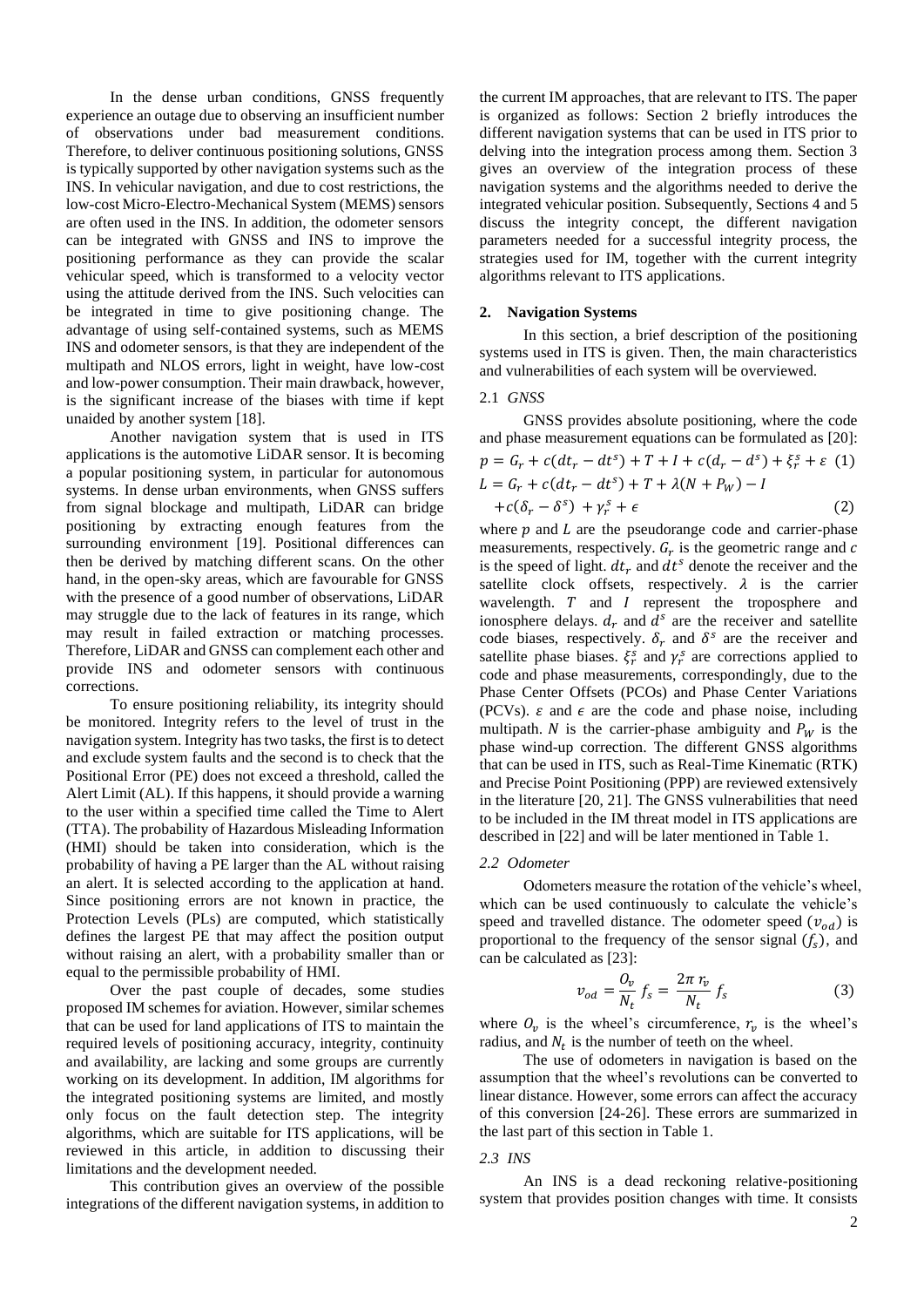In the dense urban conditions, GNSS frequently experience an outage due to observing an insufficient number of observations under bad measurement conditions. Therefore, to deliver continuous positioning solutions, GNSS is typically supported by other navigation systems such as the INS. In vehicular navigation, and due to cost restrictions, the low-cost Micro-Electro-Mechanical System (MEMS) sensors are often used in the INS. In addition, the odometer sensors can be integrated with GNSS and INS to improve the positioning performance as they can provide the scalar vehicular speed, which is transformed to a velocity vector using the attitude derived from the INS. Such velocities can be integrated in time to give positioning change. The advantage of using self-contained systems, such as MEMS INS and odometer sensors, is that they are independent of the multipath and NLOS errors, light in weight, have low-cost and low-power consumption. Their main drawback, however, is the significant increase of the biases with time if kept unaided by another system [18].

Another navigation system that is used in ITS applications is the automotive LiDAR sensor. It is becoming a popular positioning system, in particular for autonomous systems. In dense urban environments, when GNSS suffers from signal blockage and multipath, LiDAR can bridge positioning by extracting enough features from the surrounding environment [19]. Positional differences can then be derived by matching different scans. On the other hand, in the open-sky areas, which are favourable for GNSS with the presence of a good number of observations, LiDAR may struggle due to the lack of features in its range, which may result in failed extraction or matching processes. Therefore, LiDAR and GNSS can complement each other and provide INS and odometer sensors with continuous corrections.

To ensure positioning reliability, its integrity should be monitored. Integrity refers to the level of trust in the navigation system. Integrity has two tasks, the first is to detect and exclude system faults and the second is to check that the Positional Error (PE) does not exceed a threshold, called the Alert Limit (AL). If this happens, it should provide a warning to the user within a specified time called the Time to Alert (TTA). The probability of Hazardous Misleading Information (HMI) should be taken into consideration, which is the probability of having a PE larger than the AL without raising an alert. It is selected according to the application at hand. Since positioning errors are not known in practice, the Protection Levels (PLs) are computed, which statistically defines the largest PE that may affect the position output without raising an alert, with a probability smaller than or equal to the permissible probability of HMI.

Over the past couple of decades, some studies proposed IM schemes for aviation. However, similar schemes that can be used for land applications of ITS to maintain the required levels of positioning accuracy, integrity, continuity and availability, are lacking and some groups are currently working on its development. In addition, IM algorithms for the integrated positioning systems are limited, and mostly only focus on the fault detection step. The integrity algorithms, which are suitable for ITS applications, will be reviewed in this article, in addition to discussing their limitations and the development needed.

This contribution gives an overview of the possible integrations of the different navigation systems, in addition to the current IM approaches, that are relevant to ITS. The paper is organized as follows: Section 2 briefly introduces the different navigation systems that can be used in ITS prior to delving into the integration process among them. Section 3 gives an overview of the integration process of these navigation systems and the algorithms needed to derive the integrated vehicular position. Subsequently, Sections 4 and 5 discuss the integrity concept, the different navigation parameters needed for a successful integrity process, the strategies used for IM, together with the current integrity algorithms relevant to ITS applications.

## 2. Navigation Systems

In this section, a brief description of the positioning systems used in ITS is given. Then, the main characteristics and vulnerabilities of each system will be overviewed.

### 2.1 *GNSS*

GNSS provides absolute positioning, where the code and phase measurement equations can be formulated as [20]:

$$p = G_r + c(dt_r - dt^s) + T + I + c(d_r - d^s) + \xi_r^s + \varepsilon \quad (1)$$

$$L = G_r + c(dt_r - dt^s) + T + \lambda(N + P_W) - I + c(\delta_r - \delta^s) + \gamma_r^s + \epsilon \quad (2)$$

where $p$ and $L$ are the pseudorange code and carrier-phase measurements, respectively. $G_r$ is the geometric range and $c$ is the speed of light. $dt_r$ and $dt^s$ denote the receiver and the satellite clock offsets, respectively. $\lambda$ is the carrier wavelength. $T$ and $I$ represent the troposphere and ionosphere delays. $d_r$ and $d^s$ are the receiver and satellite code biases, respectively. $\delta_r$ and $\delta^s$ are the receiver and satellite phase biases. $\xi_r^s$ and $\gamma_r^s$ are corrections applied to code and phase measurements, correspondingly, due to the Phase Center Offsets (PCOs) and Phase Center Variations (PCVs). $\varepsilon$ and $\epsilon$ are the code and phase noise, including multipath. $N$ is the carrier-phase ambiguity and $P_W$ is the phase wind-up correction. The different GNSS algorithms that can be used in ITS, such as Real-Time Kinematic (RTK) and Precise Point Positioning (PPP) are reviewed extensively in the literature [20, 21]. The GNSS vulnerabilities that need to be included in the IM threat model in ITS applications are described in [22] and will be later mentioned in Table 1.

### 2.2 *Odometer*

Odometers measure the rotation of the vehicle's wheel, which can be used continuously to calculate the vehicle's speed and travelled distance. The odometer speed ($v_{od}$) is proportional to the frequency of the sensor signal ($f_s$), and can be calculated as [23]:

$$v_{od} = \frac{O_v}{N_t} f_s = \frac{2\pi \, r_v}{N_t} f_s \quad (3)$$

where $O_v$ is the wheel's circumference, $r_v$ is the wheel's radius, and $N_t$ is the number of teeth on the wheel.

The use of odometers in navigation is based on the assumption that the wheel's revolutions can be converted to linear distance. However, some errors can affect the accuracy of this conversion [24-26]. These errors are summarized in the last part of this section in Table 1.

### 2.3 *INS*

An INS is a dead reckoning relative-positioning system that provides position changes with time. It consists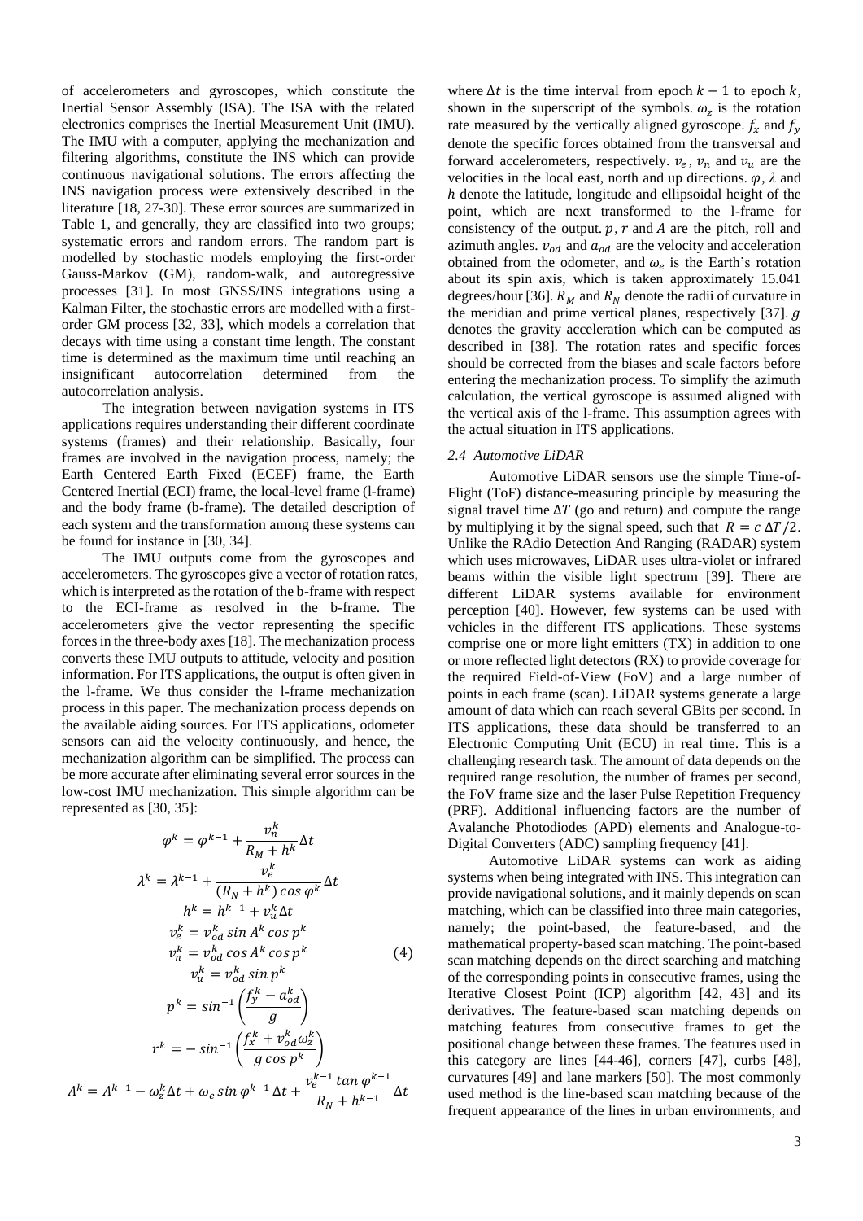of accelerometers and gyroscopes, which constitute the Inertial Sensor Assembly (ISA). The ISA with the related electronics comprises the Inertial Measurement Unit (IMU). The IMU with a computer, applying the mechanization and filtering algorithms, constitute the INS which can provide continuous navigational solutions. The errors affecting the INS navigation process were extensively described in the literature [18, 27-30]. These error sources are summarized in Table 1, and generally, they are classified into two groups; systematic errors and random errors. The random part is modelled by stochastic models employing the first-order Gauss-Markov (GM), random-walk, and autoregressive processes [31]. In most GNSS/INS integrations using a Kalman Filter, the stochastic errors are modelled with a first-order GM process [32, 33], which models a correlation that decays with time using a constant time length. The constant time is determined as the maximum time until reaching an insignificant autocorrelation determined from the autocorrelation analysis.

The integration between navigation systems in ITS applications requires understanding their different coordinate systems (frames) and their relationship. Basically, four frames are involved in the navigation process, namely; the Earth Centered Earth Fixed (ECEF) frame, the Earth Centered Inertial (ECI) frame, the local-level frame (l-frame) and the body frame (b-frame). The detailed description of each system and the transformation among these systems can be found for instance in [30, 34].

The IMU outputs come from the gyroscopes and accelerometers. The gyroscopes give a vector of rotation rates, which is interpreted as the rotation of the b-frame with respect to the ECI-frame as resolved in the b-frame. The accelerometers give the vector representing the specific forces in the three-body axes [18]. The mechanization process converts these IMU outputs to attitude, velocity and position information. For ITS applications, the output is often given in the l-frame. We thus consider the l-frame mechanization process in this paper. The mechanization process depends on the available aiding sources. For ITS applications, odometer sensors can aid the velocity continuously, and hence, the mechanization algorithm can be simplified. The process can be more accurate after eliminating several error sources in the low-cost IMU mechanization. This simple algorithm can be represented as [30, 35]:

$$
\begin{gathered}
\varphi^k = \varphi^{k-1} + \frac{v_n^k}{R_M + h^k}\Delta t \\
\lambda^k = \lambda^{k-1} + \frac{v_e^k}{(R_N + h^k)\cos\varphi^k}\Delta t \\
h^k = h^{k-1} + v_u^k \Delta t \\
v_e^k = v_{od}^k \sin A^k \cos p^k \\
v_n^k = v_{od}^k \cos A^k \cos p^k \\
v_u^k = v_{od}^k \sin p^k \\
p^k = \sin^{-1}\left(\frac{f_y^k - a_{od}^k}{g}\right) \\
r^k = -\sin^{-1}\left(\frac{f_x^k + v_{od}^k \omega_z^k}{g\cos p^k}\right) \\
A^k = A^{k-1} - \omega_z^k \Delta t + \omega_e \sin\varphi^{k-1}\Delta t + \frac{v_e^{k-1}\tan\varphi^{k-1}}{R_N + h^{k-1}}\Delta t
\end{gathered}
\tag{4}
$$

where $\Delta t$ is the time interval from epoch $k-1$ to epoch $k$, shown in the superscript of the symbols. $\omega_z$ is the rotation rate measured by the vertically aligned gyroscope. $f_x$ and $f_y$ denote the specific forces obtained from the transversal and forward accelerometers, respectively. $v_e$, $v_n$ and $v_u$ are the velocities in the local east, north and up directions. $\varphi$, $\lambda$ and $h$ denote the latitude, longitude and ellipsoidal height of the point, which are next transformed to the l-frame for consistency of the output. $p$, $r$ and $A$ are the pitch, roll and azimuth angles. $v_{od}$ and $a_{od}$ are the velocity and acceleration obtained from the odometer, and $\omega_e$ is the Earth's rotation about its spin axis, which is taken approximately 15.041 degrees/hour [36]. $R_M$ and $R_N$ denote the radii of curvature in the meridian and prime vertical planes, respectively [37]. $g$ denotes the gravity acceleration which can be computed as described in [38]. The rotation rates and specific forces should be corrected from the biases and scale factors before entering the mechanization process. To simplify the azimuth calculation, the vertical gyroscope is assumed aligned with the vertical axis of the l-frame. This assumption agrees with the actual situation in ITS applications.

### 2.4 Automotive LiDAR

Automotive LiDAR sensors use the simple Time-of-Flight (ToF) distance-measuring principle by measuring the signal travel time $\Delta T$ (go and return) and compute the range by multiplying it by the signal speed, such that $R = c\,\Delta T/2$. Unlike the RAdio Detection And Ranging (RADAR) system which uses microwaves, LiDAR uses ultra-violet or infrared beams within the visible light spectrum [39]. There are different LiDAR systems available for environment perception [40]. However, few systems can be used with vehicles in the different ITS applications. These systems comprise one or more light emitters (TX) in addition to one or more reflected light detectors (RX) to provide coverage for the required Field-of-View (FoV) and a large number of points in each frame (scan). LiDAR systems generate a large amount of data which can reach several GBits per second. In ITS applications, these data should be transferred to an Electronic Computing Unit (ECU) in real time. This is a challenging research task. The amount of data depends on the required range resolution, the number of frames per second, the FoV frame size and the laser Pulse Repetition Frequency (PRF). Additional influencing factors are the number of Avalanche Photodiodes (APD) elements and Analogue-to-Digital Converters (ADC) sampling frequency [41].

Automotive LiDAR systems can work as aiding systems when being integrated with INS. This integration can provide navigational solutions, and it mainly depends on scan matching, which can be classified into three main categories, namely; the point-based, the feature-based, and the mathematical property-based scan matching. The point-based scan matching depends on the direct searching and matching of the corresponding points in consecutive frames, using the Iterative Closest Point (ICP) algorithm [42, 43] and its derivatives. The feature-based scan matching depends on matching features from consecutive frames to get the positional change between these frames. The features used in this category are lines [44-46], corners [47], curbs [48], curvatures [49] and lane markers [50]. The most commonly used method is the line-based scan matching because of the frequent appearance of the lines in urban environments, and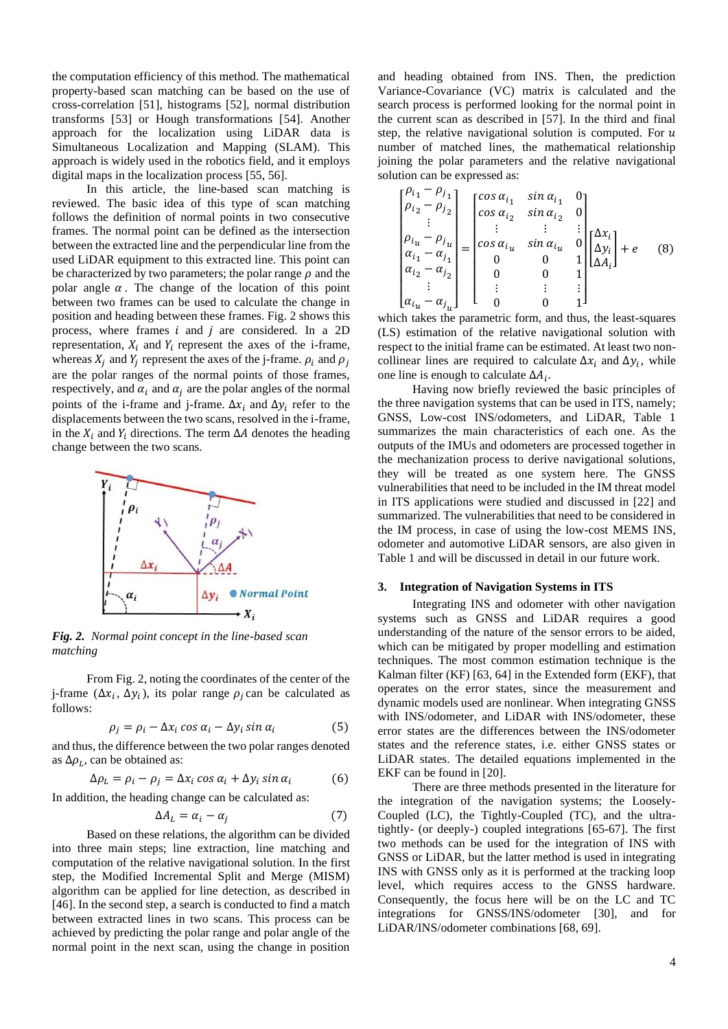the computation efficiency of this method. The mathematical property-based scan matching can be based on the use of cross-correlation [51], histograms [52], normal distribution transforms [53] or Hough transformations [54]. Another approach for the localization using LiDAR data is Simultaneous Localization and Mapping (SLAM). This approach is widely used in the robotics field, and it employs digital maps in the localization process [55, 56].

In this article, the line-based scan matching is reviewed. The basic idea of this type of scan matching follows the definition of normal points in two consecutive frames. The normal point can be defined as the intersection between the extracted line and the perpendicular line from the used LiDAR equipment to this extracted line. This point can be characterized by two parameters; the polar range $\rho$ and the polar angle $\alpha$. The change of the location of this point between two frames can be used to calculate the change in position and heading between these frames. Fig. 2 shows this process, where frames $i$ and $j$ are considered. In a 2D representation, $X_i$ and $Y_i$ represent the axes of the i-frame, whereas $X_j$ and $Y_j$ represent the axes of the j-frame. $\rho_i$ and $\rho_j$ are the polar ranges of the normal points of those frames, respectively, and $\alpha_i$ and $\alpha_j$ are the polar angles of the normal points of the i-frame and j-frame. $\Delta x_i$ and $\Delta y_i$ refer to the displacements between the two scans, resolved in the i-frame, in the $X_i$ and $Y_i$ directions. The term $\Delta A$ denotes the heading change between the two scans.

*Fig. 2. Normal point concept in the line-based scan matching*

From Fig. 2, noting the coordinates of the center of the j-frame ($\Delta x_i$, $\Delta y_i$), its polar range $\rho_j$ can be calculated as follows:

$$\rho_j = \rho_i - \Delta x_i \cos \alpha_i - \Delta y_i \sin \alpha_i \tag{5}$$

and thus, the difference between the two polar ranges denoted as $\Delta\rho_L$, can be obtained as:

$$\Delta\rho_L = \rho_i - \rho_j = \Delta x_i \cos \alpha_i + \Delta y_i \sin \alpha_i \tag{6}$$

In addition, the heading change can be calculated as:

$$\Delta A_L = \alpha_i - \alpha_j \tag{7}$$

Based on these relations, the algorithm can be divided into three main steps; line extraction, line matching and computation of the relative navigational solution. In the first step, the Modified Incremental Split and Merge (MISM) algorithm can be applied for line detection, as described in [46]. In the second step, a search is conducted to find a match between extracted lines in two scans. This process can be achieved by predicting the polar range and polar angle of the normal point in the next scan, using the change in position and heading obtained from INS. Then, the prediction Variance-Covariance (VC) matrix is calculated and the search process is performed looking for the normal point in the current scan as described in [57]. In the third and final step, the relative navigational solution is computed. For $u$ number of matched lines, the mathematical relationship joining the polar parameters and the relative navigational solution can be expressed as:

$$\begin{bmatrix} \rho_{i_1} - \rho_{j_1} \\ \rho_{i_2} - \rho_{j_2} \\ \vdots \\ \rho_{i_u} - \rho_{j_u} \\ \alpha_{i_1} - \alpha_{j_1} \\ \alpha_{i_2} - \alpha_{j_2} \\ \vdots \\ \alpha_{i_u} - \alpha_{j_u} \end{bmatrix} = \begin{bmatrix} \cos \alpha_{i_1} & \sin \alpha_{i_1} & 0 \\ \cos \alpha_{i_2} & \sin \alpha_{i_2} & 0 \\ \vdots & \vdots & \vdots \\ \cos \alpha_{i_u} & \sin \alpha_{i_u} & 0 \\ 0 & 0 & 1 \\ 0 & 0 & 1 \\ \vdots & \vdots & \vdots \\ 0 & 0 & 1 \end{bmatrix} \begin{bmatrix} \Delta x_i \\ \Delta y_i \\ \Delta A_i \end{bmatrix} + e \tag{8}$$

which takes the parametric form, and thus, the least-squares (LS) estimation of the relative navigational solution with respect to the initial frame can be estimated. At least two non-collinear lines are required to calculate $\Delta x_i$ and $\Delta y_i$, while one line is enough to calculate $\Delta A_i$.

Having now briefly reviewed the basic principles of the three navigation systems that can be used in ITS, namely; GNSS, Low-cost INS/odometers, and LiDAR, Table 1 summarizes the main characteristics of each one. As the outputs of the IMUs and odometers are processed together in the mechanization process to derive navigational solutions, they will be treated as one system here. The GNSS vulnerabilities that need to be included in the IM threat model in ITS applications were studied and discussed in [22] and summarized. The vulnerabilities that need to be considered in the IM process, in case of using the low-cost MEMS INS, odometer and automotive LiDAR sensors, are also given in Table 1 and will be discussed in detail in our future work.

## 3. Integration of Navigation Systems in ITS

Integrating INS and odometer with other navigation systems such as GNSS and LiDAR requires a good understanding of the nature of the sensor errors to be aided, which can be mitigated by proper modelling and estimation techniques. The most common estimation technique is the Kalman filter (KF) [63, 64] in the Extended form (EKF), that operates on the error states, since the measurement and dynamic models used are nonlinear. When integrating GNSS with INS/odometer, and LiDAR with INS/odometer, these error states are the differences between the INS/odometer states and the reference states, i.e. either GNSS states or LiDAR states. The detailed equations implemented in the EKF can be found in [20].

There are three methods presented in the literature for the integration of the navigation systems; the Loosely-Coupled (LC), the Tightly-Coupled (TC), and the ultra-tightly- (or deeply-) coupled integrations [65-67]. The first two methods can be used for the integration of INS with GNSS or LiDAR, but the latter method is used in integrating INS with GNSS only as it is performed at the tracking loop level, which requires access to the GNSS hardware. Consequently, the focus here will be on the LC and TC integrations for GNSS/INS/odometer [30], and for LiDAR/INS/odometer combinations [68, 69].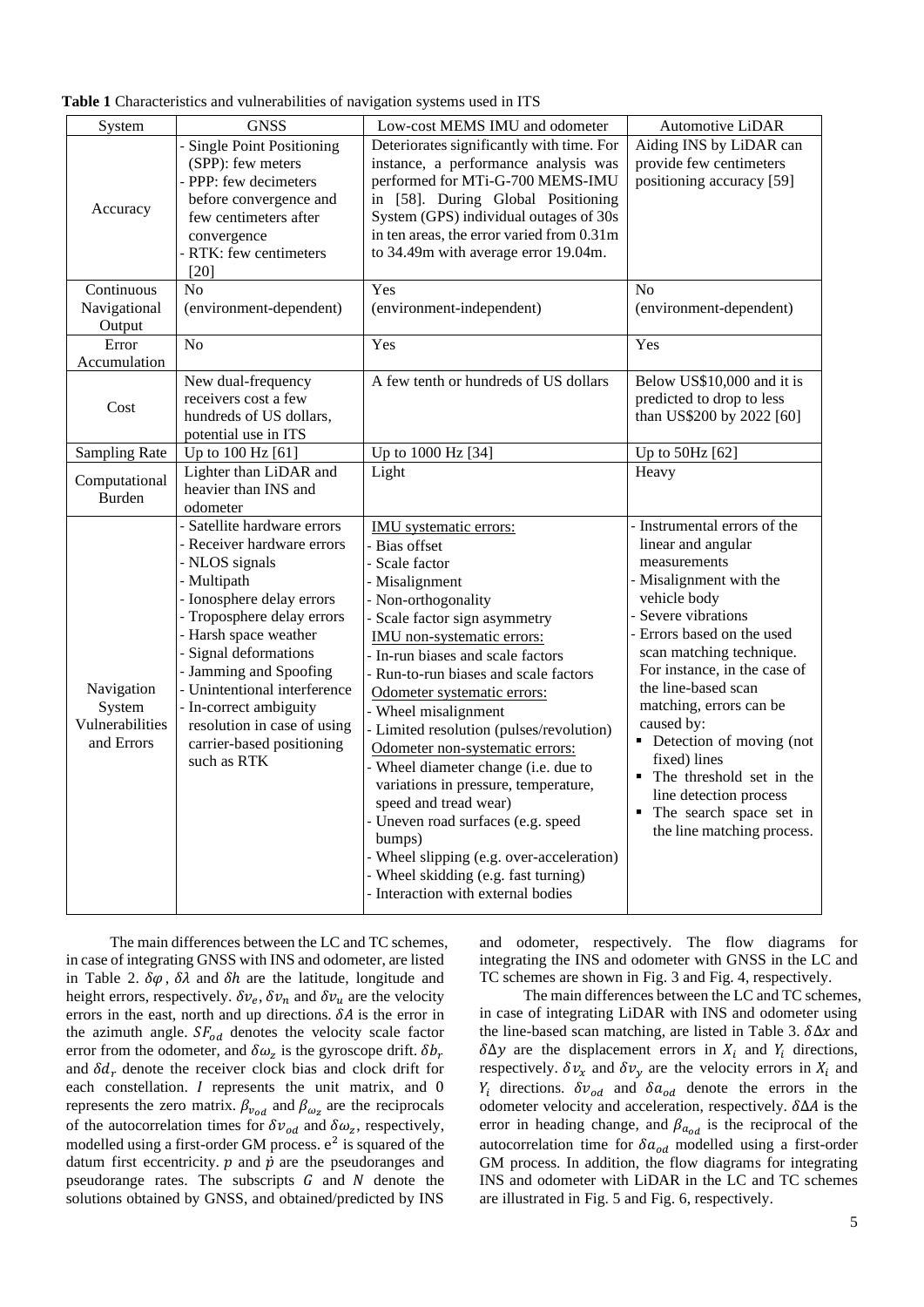**Table 1** Characteristics and vulnerabilities of navigation systems used in ITS

| System | GNSS | Low-cost MEMS IMU and odometer | Automotive LiDAR |
|---|---|---|---|
| Accuracy | - Single Point Positioning (SPP): few meters<br>- PPP: few decimeters before convergence and few centimeters after convergence<br>- RTK: few centimeters [20] | Deteriorates significantly with time. For instance, a performance analysis was performed for MTi-G-700 MEMS-IMU in [58]. During Global Positioning System (GPS) individual outages of 30s in ten areas, the error varied from 0.31m to 34.49m with average error 19.04m. | Aiding INS by LiDAR can provide few centimeters positioning accuracy [59] |
| Continuous Navigational Output | No (environment-dependent) | Yes (environment-independent) | No (environment-dependent) |
| Error Accumulation | No | Yes | Yes |
| Cost | New dual-frequency receivers cost a few hundreds of US dollars, potential use in ITS | A few tenth or hundreds of US dollars | Below US$10,000 and it is predicted to drop to less than US$200 by 2022 [60] |
| Sampling Rate | Up to 100 Hz [61] | Up to 1000 Hz [34] | Up to 50Hz [62] |
| Computational Burden | Lighter than LiDAR and heavier than INS and odometer | Light | Heavy |
| Navigation System Vulnerabilities and Errors | - Satellite hardware errors<br>- Receiver hardware errors<br>- NLOS signals<br>- Multipath<br>- Ionosphere delay errors<br>- Troposphere delay errors<br>- Harsh space weather<br>- Signal deformations<br>- Jamming and Spoofing<br>- Unintentional interference<br>- In-correct ambiguity resolution in case of using carrier-based positioning such as RTK | IMU systematic errors:<br>- Bias offset<br>- Scale factor<br>- Misalignment<br>- Non-orthogonality<br>- Scale factor sign asymmetry<br>IMU non-systematic errors:<br>- In-run biases and scale factors<br>- Run-to-run biases and scale factors<br>Odometer systematic errors:<br>- Wheel misalignment<br>- Limited resolution (pulses/revolution)<br>Odometer non-systematic errors:<br>- Wheel diameter change (i.e. due to variations in pressure, temperature, speed and tread wear)<br>- Uneven road surfaces (e.g. speed bumps)<br>- Wheel slipping (e.g. over-acceleration)<br>- Wheel skidding (e.g. fast turning)<br>- Interaction with external bodies | - Instrumental errors of the linear and angular measurements<br>- Misalignment with the vehicle body<br>- Severe vibrations<br>- Errors based on the used scan matching technique. For instance, in the case of the line-based scan matching, errors can be caused by:<br>▪ Detection of moving (not fixed) lines<br>▪ The threshold set in the line detection process<br>▪ The search space set in the line matching process. |

The main differences between the LC and TC schemes, in case of integrating GNSS with INS and odometer, are listed in Table 2. $\delta\varphi$, $\delta\lambda$ and $\delta h$ are the latitude, longitude and height errors, respectively. $\delta v_e$, $\delta v_n$ and $\delta v_u$ are the velocity errors in the east, north and up directions. $\delta A$ is the error in the azimuth angle. $SF_{od}$ denotes the velocity scale factor error from the odometer, and $\delta\omega_z$ is the gyroscope drift. $\delta b_r$ and $\delta d_r$ denote the receiver clock bias and clock drift for each constellation. $I$ represents the unit matrix, and 0 represents the zero matrix. $\beta_{v_{od}}$ and $\beta_{\omega_z}$ are the reciprocals of the autocorrelation times for $\delta v_{od}$ and $\delta\omega_z$, respectively, modelled using a first-order GM process. $e^2$ is squared of the datum first eccentricity. $p$ and $\dot{p}$ are the pseudoranges and pseudorange rates. The subscripts $G$ and $N$ denote the solutions obtained by GNSS, and obtained/predicted by INS and odometer, respectively. The flow diagrams for integrating the INS and odometer with GNSS in the LC and TC schemes are shown in Fig. 3 and Fig. 4, respectively.

The main differences between the LC and TC schemes, in case of integrating LiDAR with INS and odometer using the line-based scan matching, are listed in Table 3. $\delta\Delta x$ and $\delta\Delta y$ are the displacement errors in $X_i$ and $Y_i$ directions, respectively. $\delta v_x$ and $\delta v_y$ are the velocity errors in $X_i$ and $Y_i$ directions. $\delta v_{od}$ and $\delta a_{od}$ denote the errors in the odometer velocity and acceleration, respectively. $\delta\Delta A$ is the error in heading change, and $\beta_{a_{od}}$ is the reciprocal of the autocorrelation time for $\delta a_{od}$ modelled using a first-order GM process. In addition, the flow diagrams for integrating INS and odometer with LiDAR in the LC and TC schemes are illustrated in Fig. 5 and Fig. 6, respectively.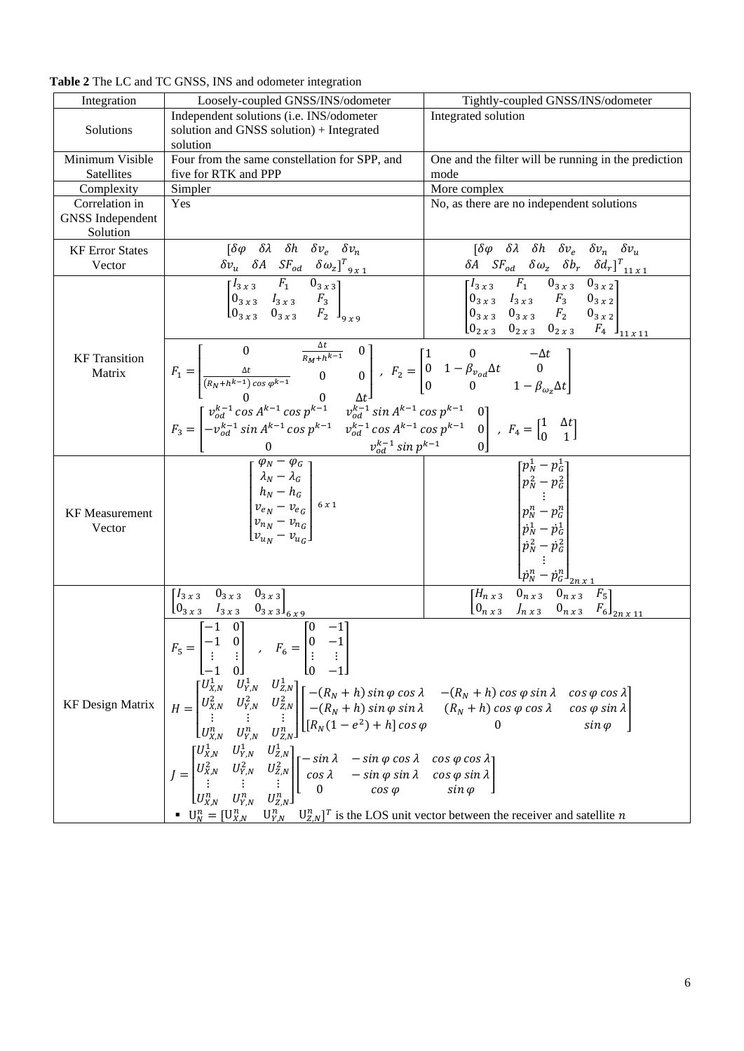**Table 2** The LC and TC GNSS, INS and odometer integration

| Integration | Loosely-coupled GNSS/INS/odometer | Tightly-coupled GNSS/INS/odometer |
|---|---|---|
| Solutions | Independent solutions (i.e. INS/odometer solution and GNSS solution) + Integrated solution | Integrated solution |
| Minimum Visible Satellites | Four from the same constellation for SPP, and five for RTK and PPP | One and the filter will be running in the prediction mode |
| Complexity | Simpler | More complex |
| Correlation in GNSS Independent Solution | Yes | No, as there are no independent solutions |
| KF Error States Vector | $[\delta\varphi \quad \delta\lambda \quad \delta h \quad \delta v_e \quad \delta v_n \quad \delta v_u \quad \delta A \quad SF_{od} \quad \delta\omega_z]^T_{9\,x\,1}$ | $[\delta\varphi \quad \delta\lambda \quad \delta h \quad \delta v_e \quad \delta v_n \quad \delta v_u \quad \delta A \quad SF_{od} \quad \delta\omega_z \quad \delta b_r \quad \delta d_r]^T_{11\,x\,1}$ |
| KF Transition Matrix | $\begin{bmatrix} I_{3\,x\,3} & F_1 & 0_{3\,x\,3} \\ 0_{3\,x\,3} & I_{3\,x\,3} & F_3 \\ 0_{3\,x\,3} & 0_{3\,x\,3} & F_2 \end{bmatrix}_{9\,x\,9}$ | $\begin{bmatrix} I_{3\,x\,3} & F_1 & 0_{3\,x\,3} & 0_{3\,x\,2} \\ 0_{3\,x\,3} & I_{3\,x\,3} & F_3 & 0_{3\,x\,2} \\ 0_{3\,x\,3} & 0_{3\,x\,3} & F_2 & 0_{3\,x\,2} \\ 0_{2\,x\,3} & 0_{2\,x\,3} & 0_{2\,x\,3} & F_4 \end{bmatrix}_{11\,x\,11}$ |
| | $F_1 = \begin{bmatrix} 0 & \frac{\Delta t}{R_M + h^{k-1}} & 0 \\ \frac{\Delta t}{(R_N + h^{k-1})\cos\varphi^{k-1}} & 0 & 0 \\ 0 & 0 & \Delta t \end{bmatrix}$ , $F_2 = \begin{bmatrix} 1 & 0 & -\Delta t \\ 0 & 1 - \beta_{v_{od}}\Delta t & 0 \\ 0 & 0 & 1 - \beta_{\omega_z}\Delta t \end{bmatrix}$ <br> $F_3 = \begin{bmatrix} v_{od}^{k-1}\cos A^{k-1}\cos p^{k-1} & v_{od}^{k-1}\sin A^{k-1}\cos p^{k-1} & 0 \\ -v_{od}^{k-1}\sin A^{k-1}\cos p^{k-1} & v_{od}^{k-1}\cos A^{k-1}\cos p^{k-1} & 0 \\ 0 & v_{od}^{k-1}\sin p^{k-1} & 0 \end{bmatrix}$ , $F_4 = \begin{bmatrix} 1 & \Delta t \\ 0 & 1 \end{bmatrix}$ | |
| KF Measurement Vector | $\begin{bmatrix} \varphi_N - \varphi_G \\ \lambda_N - \lambda_G \\ h_N - h_G \\ v_{e_N} - v_{e_G} \\ v_{n_N} - v_{n_G} \\ v_{u_N} - v_{u_G} \end{bmatrix}_{6\,x\,1}$ | $\begin{bmatrix} p_N^1 - p_G^1 \\ p_N^2 - p_G^2 \\ \vdots \\ p_N^n - p_G^n \\ \dot{p}_N^1 - \dot{p}_G^1 \\ \dot{p}_N^2 - \dot{p}_G^2 \\ \vdots \\ \dot{p}_N^n - \dot{p}_G^n \end{bmatrix}_{2n\,x\,1}$ |
| KF Design Matrix | $\begin{bmatrix} I_{3\,x\,3} & 0_{3\,x\,3} & 0_{3\,x\,3} \\ 0_{3\,x\,3} & I_{3\,x\,3} & 0_{3\,x\,3} \end{bmatrix}_{6\,x\,9}$ | $\begin{bmatrix} H_{n\,x\,3} & 0_{n\,x\,3} & 0_{n\,x\,3} & F_5 \\ 0_{n\,x\,3} & J_{n\,x\,3} & 0_{n\,x\,3} & F_6 \end{bmatrix}_{2n\,x\,11}$ |
| | $F_5 = \begin{bmatrix} -1 & 0 \\ -1 & 0 \\ \vdots & \vdots \\ -1 & 0 \end{bmatrix}$ , $F_6 = \begin{bmatrix} 0 & -1 \\ 0 & -1 \\ \vdots & \vdots \\ 0 & -1 \end{bmatrix}$ <br> $H = \begin{bmatrix} U_{X,N}^1 & U_{Y,N}^1 & U_{Z,N}^1 \\ U_{X,N}^2 & U_{Y,N}^2 & U_{Z,N}^2 \\ \vdots & \vdots & \vdots \\ U_{X,N}^n & U_{Y,N}^n & U_{Z,N}^n \end{bmatrix} \begin{bmatrix} -(R_N + h)\sin\varphi\cos\lambda & -(R_N + h)\cos\varphi\sin\lambda & \cos\varphi\cos\lambda \\ -(R_N + h)\sin\varphi\sin\lambda & (R_N + h)\cos\varphi\cos\lambda & \cos\varphi\sin\lambda \\ [R_N(1 - e^2) + h]\cos\varphi & 0 & \sin\varphi \end{bmatrix}$ <br> $J = \begin{bmatrix} U_{X,N}^1 & U_{Y,N}^1 & U_{Z,N}^1 \\ U_{X,N}^2 & U_{Y,N}^2 & U_{Z,N}^2 \\ \vdots & \vdots & \vdots \\ U_{X,N}^n & U_{Y,N}^n & U_{Z,N}^n \end{bmatrix} \begin{bmatrix} -\sin\lambda & -\sin\varphi\cos\lambda & \cos\varphi\cos\lambda \\ \cos\lambda & -\sin\varphi\sin\lambda & \cos\varphi\sin\lambda \\ 0 & \cos\varphi & \sin\varphi \end{bmatrix}$ <br> ▪ $U_N^n = [U_{X,N}^n \quad U_{Y,N}^n \quad U_{Z,N}^n]^T$ is the LOS unit vector between the receiver and satellite $n$ | |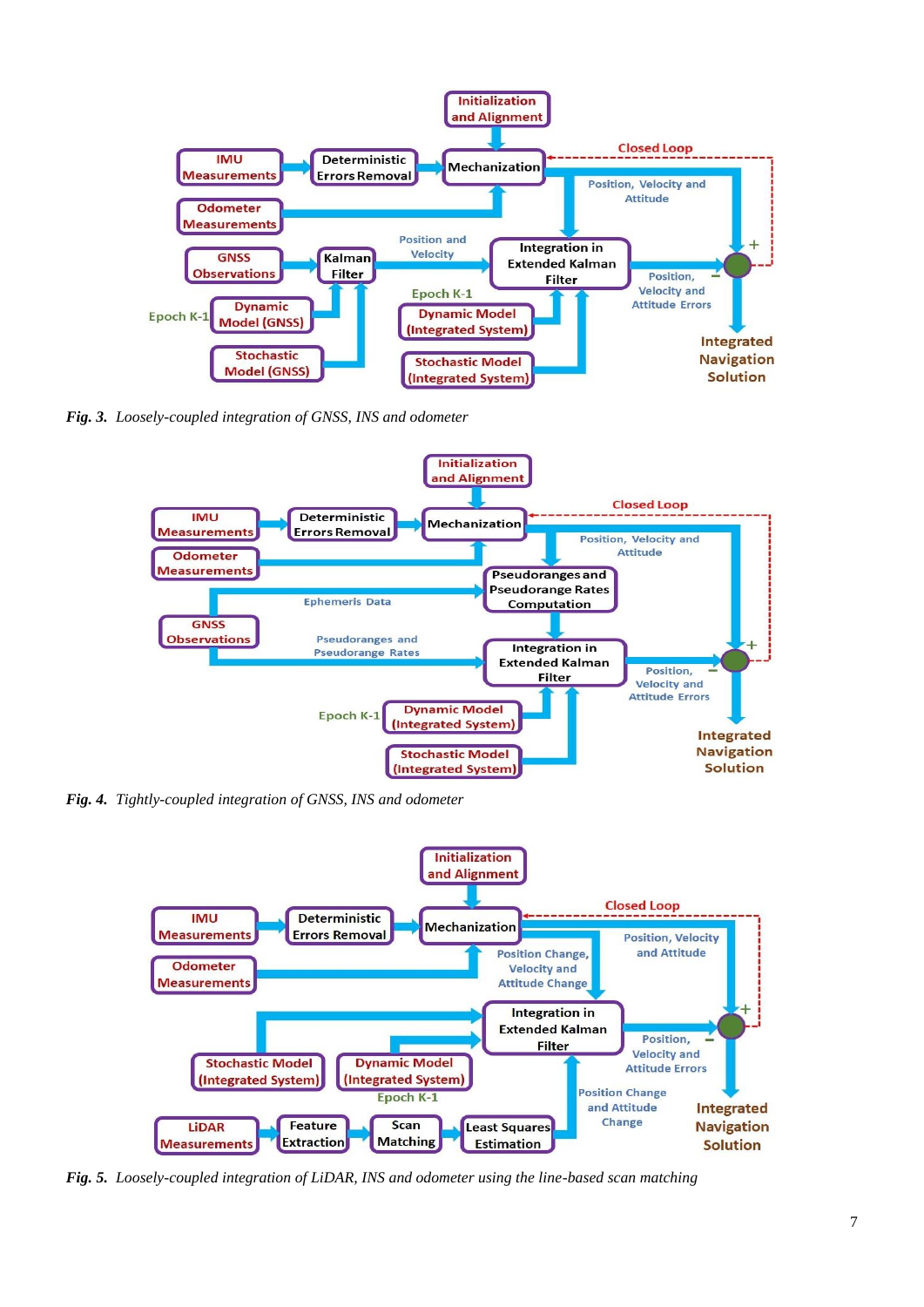*Fig. 3. Loosely-coupled integration of GNSS, INS and odometer*

*Fig. 4. Tightly-coupled integration of GNSS, INS and odometer*

*Fig. 5. Loosely-coupled integration of LiDAR, INS and odometer using the line-based scan matching*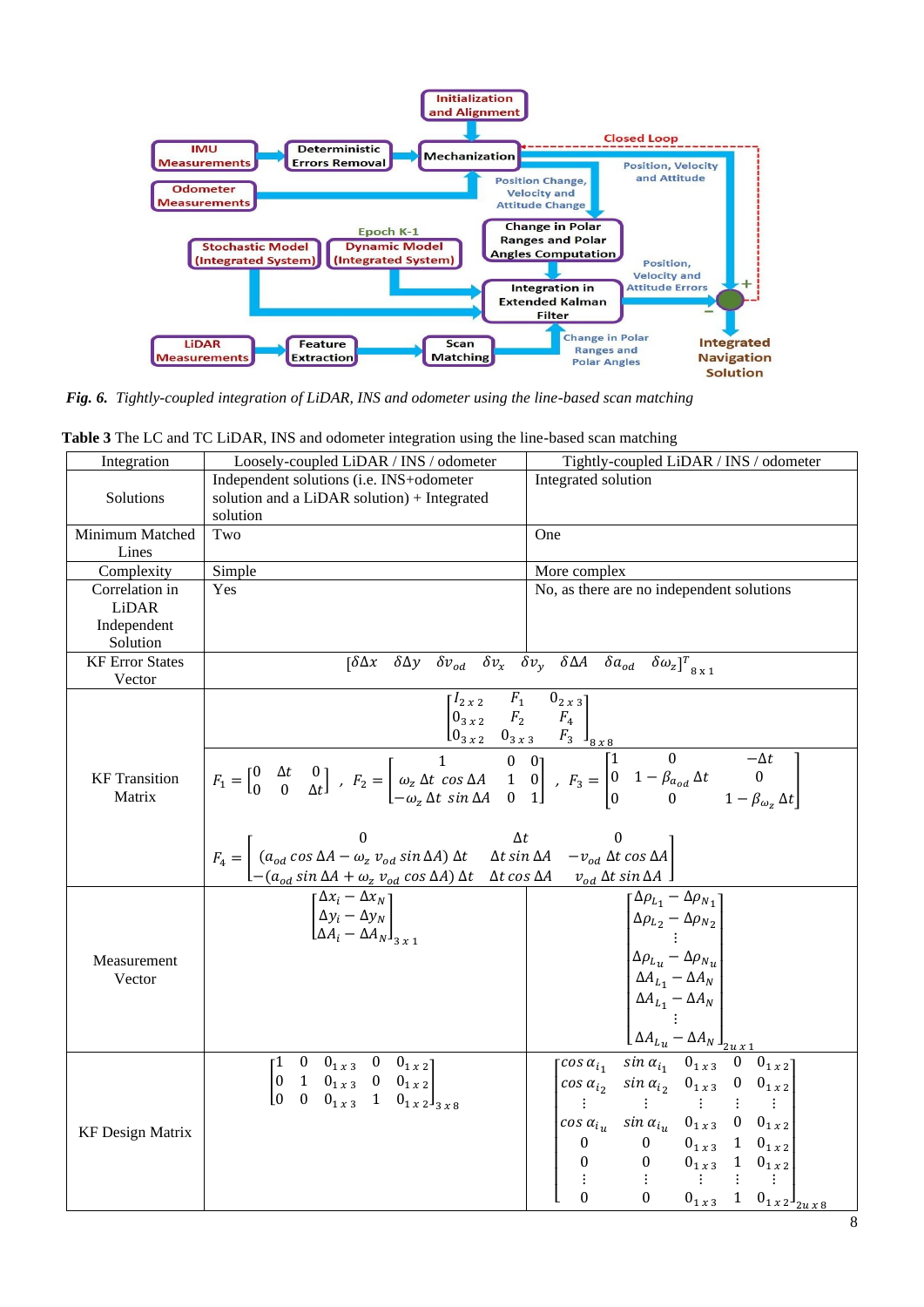*Fig. 6. Tightly-coupled integration of LiDAR, INS and odometer using the line-based scan matching*

**Table 3** The LC and TC LiDAR, INS and odometer integration using the line-based scan matching

| Integration | Loosely-coupled LiDAR / INS / odometer | Tightly-coupled LiDAR / INS / odometer |
|---|---|---|
| Solutions | Independent solutions (i.e. INS+odometer solution and a LiDAR solution) + Integrated solution | Integrated solution |
| Minimum Matched Lines | Two | One |
| Complexity | Simple | More complex |
| Correlation in LiDAR Independent Solution | Yes | No, as there are no independent solutions |
| KF Error States Vector | $[\delta\Delta x \quad \delta\Delta y \quad \delta v_{od} \quad \delta v_x \quad \delta v_y \quad \delta\Delta A \quad \delta a_{od} \quad \delta\omega_z]^T_{8\,x\,1}$ | |
| KF Transition Matrix | $\begin{bmatrix} I_{2\,x\,2} & F_1 & 0_{2\,x\,3} \\ 0_{3\,x\,2} & F_2 & F_4 \\ 0_{3\,x\,2} & 0_{3\,x\,3} & F_3 \end{bmatrix}_{8\,x\,8}$ <br> $F_1 = \begin{bmatrix} 0 & \Delta t & 0 \\ 0 & 0 & \Delta t \end{bmatrix}$, $F_2 = \begin{bmatrix} 1 & 0 & 0 \\ \omega_z\,\Delta t\,\cos\Delta A & 1 & 0 \\ -\omega_z\,\Delta t\,\sin\Delta A & 0 & 1 \end{bmatrix}$, $F_3 = \begin{bmatrix} 1 & 0 & -\Delta t \\ 0 & 1-\beta_{a_{od}}\,\Delta t & 0 \\ 0 & 0 & 1-\beta_{\omega_z}\,\Delta t \end{bmatrix}$ <br> $F_4 = \begin{bmatrix} 0 & \Delta t & 0 \\ (a_{od}\cos\Delta A - \omega_z\,v_{od}\sin\Delta A)\,\Delta t & \Delta t\sin\Delta A & -v_{od}\,\Delta t\cos\Delta A \\ -(a_{od}\sin\Delta A + \omega_z\,v_{od}\cos\Delta A)\,\Delta t & \Delta t\cos\Delta A & v_{od}\,\Delta t\sin\Delta A \end{bmatrix}$ | |
| Measurement Vector | $\begin{bmatrix} \Delta x_i - \Delta x_N \\ \Delta y_i - \Delta y_N \\ \Delta A_i - \Delta A_N \end{bmatrix}_{3\,x\,1}$ | $\begin{bmatrix} \Delta\rho_{L_1} - \Delta\rho_{N_1} \\ \Delta\rho_{L_2} - \Delta\rho_{N_2} \\ \vdots \\ \Delta\rho_{L_u} - \Delta\rho_{N_u} \\ \Delta A_{L_1} - \Delta A_N \\ \Delta A_{L_1} - \Delta A_N \\ \vdots \\ \Delta A_{L_u} - \Delta A_N \end{bmatrix}_{2u\,x\,1}$ |
| KF Design Matrix | $\begin{bmatrix} 1 & 0 & 0_{1\,x\,3} & 0 & 0_{1\,x\,2} \\ 0 & 1 & 0_{1\,x\,3} & 0 & 0_{1\,x\,2} \\ 0 & 0 & 0_{1\,x\,3} & 1 & 0_{1\,x\,2} \end{bmatrix}_{3\,x\,8}$ | $\begin{bmatrix} \cos\alpha_{i_1} & \sin\alpha_{i_1} & 0_{1\,x\,3} & 0 & 0_{1\,x\,2} \\ \cos\alpha_{i_2} & \sin\alpha_{i_2} & 0_{1\,x\,3} & 0 & 0_{1\,x\,2} \\ \vdots & \vdots & \vdots & \vdots & \vdots \\ \cos\alpha_{i_u} & \sin\alpha_{i_u} & 0_{1\,x\,3} & 0 & 0_{1\,x\,2} \\ 0 & 0 & 0_{1\,x\,3} & 1 & 0_{1\,x\,2} \\ 0 & 0 & 0_{1\,x\,3} & 1 & 0_{1\,x\,2} \\ \vdots & \vdots & \vdots & \vdots & \vdots \\ 0 & 0 & 0_{1\,x\,3} & 1 & 0_{1\,x\,2} \end{bmatrix}_{2u\,x\,8}$ |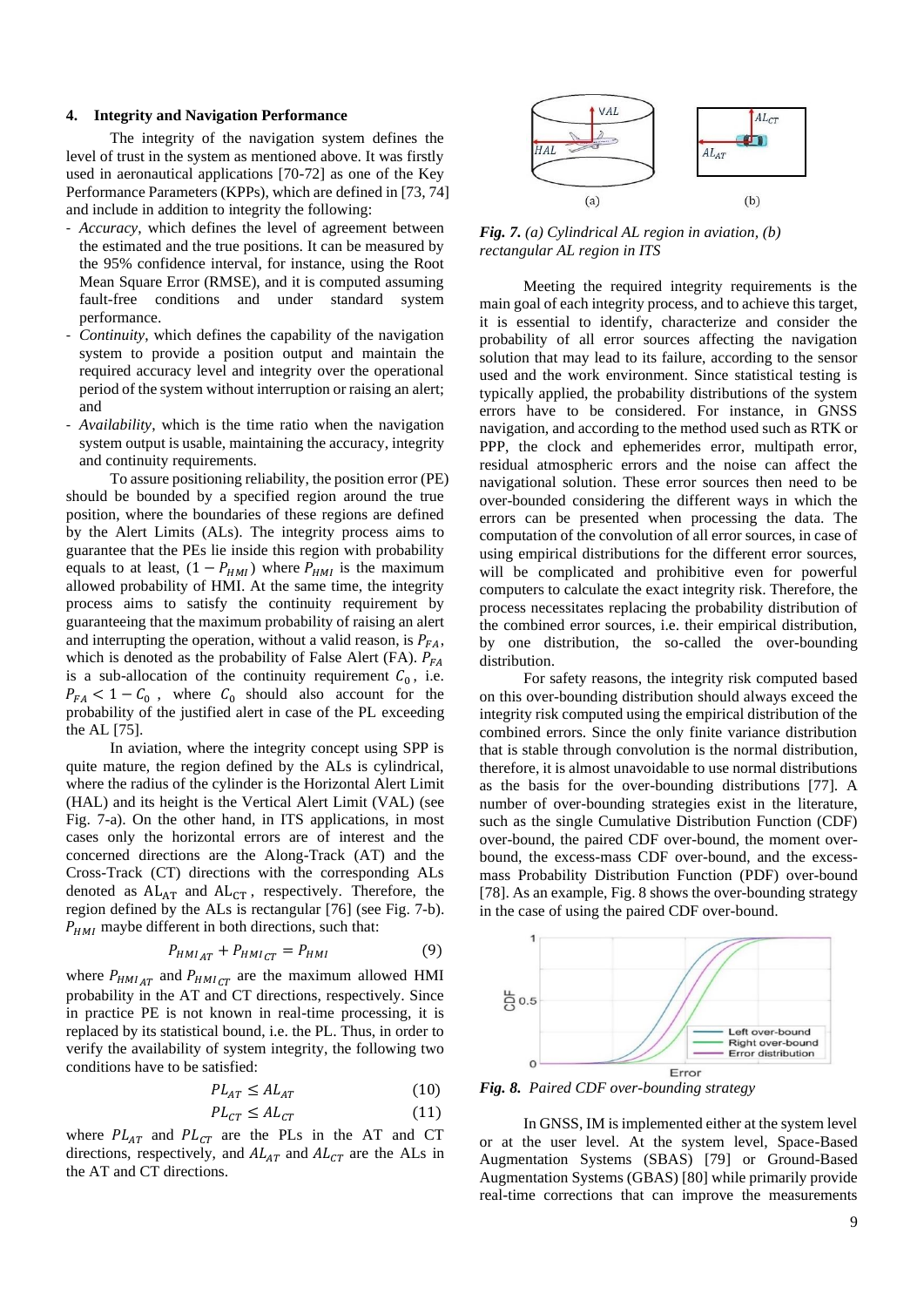## 4. Integrity and Navigation Performance

The integrity of the navigation system defines the level of trust in the system as mentioned above. It was firstly used in aeronautical applications [70-72] as one of the Key Performance Parameters (KPPs), which are defined in [73, 74] and include in addition to integrity the following:

- *Accuracy*, which defines the level of agreement between the estimated and the true positions. It can be measured by the 95% confidence interval, for instance, using the Root Mean Square Error (RMSE), and it is computed assuming fault-free conditions and under standard system performance.
- *Continuity*, which defines the capability of the navigation system to provide a position output and maintain the required accuracy level and integrity over the operational period of the system without interruption or raising an alert; and
- *Availability*, which is the time ratio when the navigation system output is usable, maintaining the accuracy, integrity and continuity requirements.

To assure positioning reliability, the position error (PE) should be bounded by a specified region around the true position, where the boundaries of these regions are defined by the Alert Limits (ALs). The integrity process aims to guarantee that the PEs lie inside this region with probability equals to at least, $(1 - P_{HMI})$ where $P_{HMI}$ is the maximum allowed probability of HMI. At the same time, the integrity process aims to satisfy the continuity requirement by guaranteeing that the maximum probability of raising an alert and interrupting the operation, without a valid reason, is $P_{FA}$, which is denoted as the probability of False Alert (FA). $P_{FA}$ is a sub-allocation of the continuity requirement $C_0$, i.e. $P_{FA} < 1 - C_0$, where $C_0$ should also account for the probability of the justified alert in case of the PL exceeding the AL [75].

In aviation, where the integrity concept using SPP is quite mature, the region defined by the ALs is cylindrical, where the radius of the cylinder is the Horizontal Alert Limit (HAL) and its height is the Vertical Alert Limit (VAL) (see Fig. 7-a). On the other hand, in ITS applications, in most cases only the horizontal errors are of interest and the concerned directions are the Along-Track (AT) and the Cross-Track (CT) directions with the corresponding ALs denoted as $\mathrm{AL_{AT}}$ and $\mathrm{AL_{CT}}$, respectively. Therefore, the region defined by the ALs is rectangular [76] (see Fig. 7-b). $P_{HMI}$ maybe different in both directions, such that:

$$P_{HMI_{AT}} + P_{HMI_{CT}} = P_{HMI} \tag{9}$$

where $P_{HMI_{AT}}$ and $P_{HMI_{CT}}$ are the maximum allowed HMI probability in the AT and CT directions, respectively. Since in practice PE is not known in real-time processing, it is replaced by its statistical bound, i.e. the PL. Thus, in order to verify the availability of system integrity, the following two conditions have to be satisfied:

$$PL_{AT} \leq AL_{AT} \tag{10}$$

$$PL_{CT} \leq AL_{CT} \tag{11}$$

where $PL_{AT}$ and $PL_{CT}$ are the PLs in the AT and CT directions, respectively, and $AL_{AT}$ and $AL_{CT}$ are the ALs in the AT and CT directions.

***Fig. 7.*** *(a) Cylindrical AL region in aviation, (b) rectangular AL region in ITS*

Meeting the required integrity requirements is the main goal of each integrity process, and to achieve this target, it is essential to identify, characterize and consider the probability of all error sources affecting the navigation solution that may lead to its failure, according to the sensor used and the work environment. Since statistical testing is typically applied, the probability distributions of the system errors have to be considered. For instance, in GNSS navigation, and according to the method used such as RTK or PPP, the clock and ephemerides error, multipath error, residual atmospheric errors and the noise can affect the navigational solution. These error sources then need to be over-bounded considering the different ways in which the errors can be presented when processing the data. The computation of the convolution of all error sources, in case of using empirical distributions for the different error sources, will be complicated and prohibitive even for powerful computers to calculate the exact integrity risk. Therefore, the process necessitates replacing the probability distribution of the combined error sources, i.e. their empirical distribution, by one distribution, the so-called the over-bounding distribution.

For safety reasons, the integrity risk computed based on this over-bounding distribution should always exceed the integrity risk computed using the empirical distribution of the combined errors. Since the only finite variance distribution that is stable through convolution is the normal distribution, therefore, it is almost unavoidable to use normal distributions as the basis for the over-bounding distributions [77]. A number of over-bounding strategies exist in the literature, such as the single Cumulative Distribution Function (CDF) over-bound, the paired CDF over-bound, the moment over-bound, the excess-mass CDF over-bound, and the excess-mass Probability Distribution Function (PDF) over-bound [78]. As an example, Fig. 8 shows the over-bounding strategy in the case of using the paired CDF over-bound.

***Fig. 8.*** *Paired CDF over-bounding strategy*

In GNSS, IM is implemented either at the system level or at the user level. At the system level, Space-Based Augmentation Systems (SBAS) [79] or Ground-Based Augmentation Systems (GBAS) [80] while primarily provide real-time corrections that can improve the measurements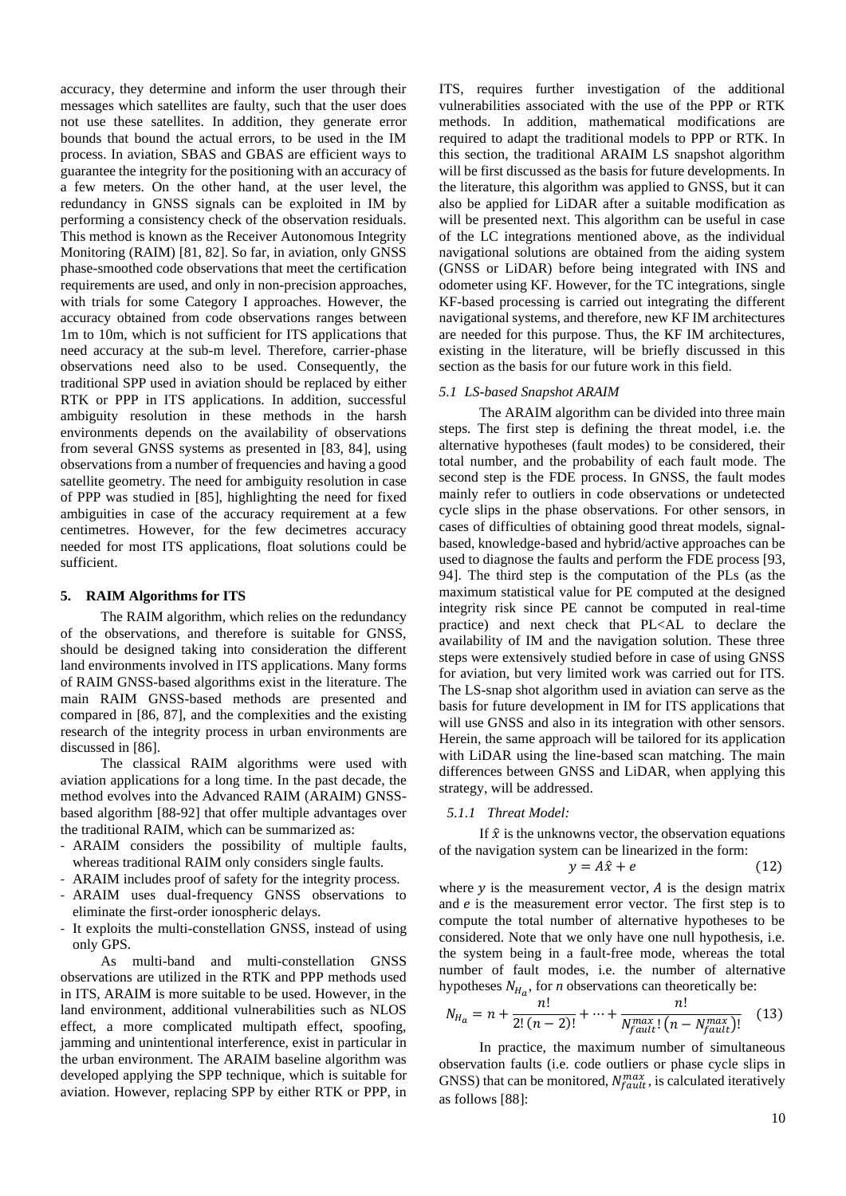accuracy, they determine and inform the user through their messages which satellites are faulty, such that the user does not use these satellites. In addition, they generate error bounds that bound the actual errors, to be used in the IM process. In aviation, SBAS and GBAS are efficient ways to guarantee the integrity for the positioning with an accuracy of a few meters. On the other hand, at the user level, the redundancy in GNSS signals can be exploited in IM by performing a consistency check of the observation residuals. This method is known as the Receiver Autonomous Integrity Monitoring (RAIM) [81, 82]. So far, in aviation, only GNSS phase-smoothed code observations that meet the certification requirements are used, and only in non-precision approaches, with trials for some Category I approaches. However, the accuracy obtained from code observations ranges between 1m to 10m, which is not sufficient for ITS applications that need accuracy at the sub-m level. Therefore, carrier-phase observations need also to be used. Consequently, the traditional SPP used in aviation should be replaced by either RTK or PPP in ITS applications. In addition, successful ambiguity resolution in these methods in the harsh environments depends on the availability of observations from several GNSS systems as presented in [83, 84], using observations from a number of frequencies and having a good satellite geometry. The need for ambiguity resolution in case of PPP was studied in [85], highlighting the need for fixed ambiguities in case of the accuracy requirement at a few centimetres. However, for the few decimetres accuracy needed for most ITS applications, float solutions could be sufficient.

## 5. RAIM Algorithms for ITS

The RAIM algorithm, which relies on the redundancy of the observations, and therefore is suitable for GNSS, should be designed taking into consideration the different land environments involved in ITS applications. Many forms of RAIM GNSS-based algorithms exist in the literature. The main RAIM GNSS-based methods are presented and compared in [86, 87], and the complexities and the existing research of the integrity process in urban environments are discussed in [86].

The classical RAIM algorithms were used with aviation applications for a long time. In the past decade, the method evolves into the Advanced RAIM (ARAIM) GNSS-based algorithm [88-92] that offer multiple advantages over the traditional RAIM, which can be summarized as:

- ARAIM considers the possibility of multiple faults, whereas traditional RAIM only considers single faults.
- ARAIM includes proof of safety for the integrity process.
- ARAIM uses dual-frequency GNSS observations to eliminate the first-order ionospheric delays.
- It exploits the multi-constellation GNSS, instead of using only GPS.

As multi-band and multi-constellation GNSS observations are utilized in the RTK and PPP methods used in ITS, ARAIM is more suitable to be used. However, in the land environment, additional vulnerabilities such as NLOS effect, a more complicated multipath effect, spoofing, jamming and unintentional interference, exist in particular in the urban environment. The ARAIM baseline algorithm was developed applying the SPP technique, which is suitable for aviation. However, replacing SPP by either RTK or PPP, in ITS, requires further investigation of the additional vulnerabilities associated with the use of the PPP or RTK methods. In addition, mathematical modifications are required to adapt the traditional models to PPP or RTK. In this section, the traditional ARAIM LS snapshot algorithm will be first discussed as the basis for future developments. In the literature, this algorithm was applied to GNSS, but it can also be applied for LiDAR after a suitable modification as will be presented next. This algorithm can be useful in case of the LC integrations mentioned above, as the individual navigational solutions are obtained from the aiding system (GNSS or LiDAR) before being integrated with INS and odometer using KF. However, for the TC integrations, single KF-based processing is carried out integrating the different navigational systems, and therefore, new KF IM architectures are needed for this purpose. Thus, the KF IM architectures, existing in the literature, will be briefly discussed in this section as the basis for our future work in this field.

### *5.1 LS-based Snapshot ARAIM*

The ARAIM algorithm can be divided into three main steps. The first step is defining the threat model, i.e. the alternative hypotheses (fault modes) to be considered, their total number, and the probability of each fault mode. The second step is the FDE process. In GNSS, the fault modes mainly refer to outliers in code observations or undetected cycle slips in the phase observations. For other sensors, in cases of difficulties of obtaining good threat models, signal-based, knowledge-based and hybrid/active approaches can be used to diagnose the faults and perform the FDE process [93, 94]. The third step is the computation of the PLs (as the maximum statistical value for PE computed at the designed integrity risk since PE cannot be computed in real-time practice) and next check that PL<AL to declare the availability of IM and the navigation solution. These three steps were extensively studied before in case of using GNSS for aviation, but very limited work was carried out for ITS. The LS-snap shot algorithm used in aviation can serve as the basis for future development in IM for ITS applications that will use GNSS and also in its integration with other sensors. Herein, the same approach will be tailored for its application with LiDAR using the line-based scan matching. The main differences between GNSS and LiDAR, when applying this strategy, will be addressed.

#### *5.1.1 Threat Model:*

If $\hat{x}$ is the unknowns vector, the observation equations of the navigation system can be linearized in the form:

$$y = A\hat{x} + e \tag{12}$$

where $y$ is the measurement vector, $A$ is the design matrix and $e$ is the measurement error vector. The first step is to compute the total number of alternative hypotheses to be considered. Note that we only have one null hypothesis, i.e. the system being in a fault-free mode, whereas the total number of fault modes, i.e. the number of alternative hypotheses $N_{H_a}$, for $n$ observations can theoretically be:

$$N_{H_a} = n + \frac{n!}{2!\,(n-2)!} + \cdots + \frac{n!}{N_{fault}^{max}!\,\left(n - N_{fault}^{max}\right)!} \tag{13}$$

In practice, the maximum number of simultaneous observation faults (i.e. code outliers or phase cycle slips in GNSS) that can be monitored, $N_{fault}^{max}$, is calculated iteratively as follows [88]: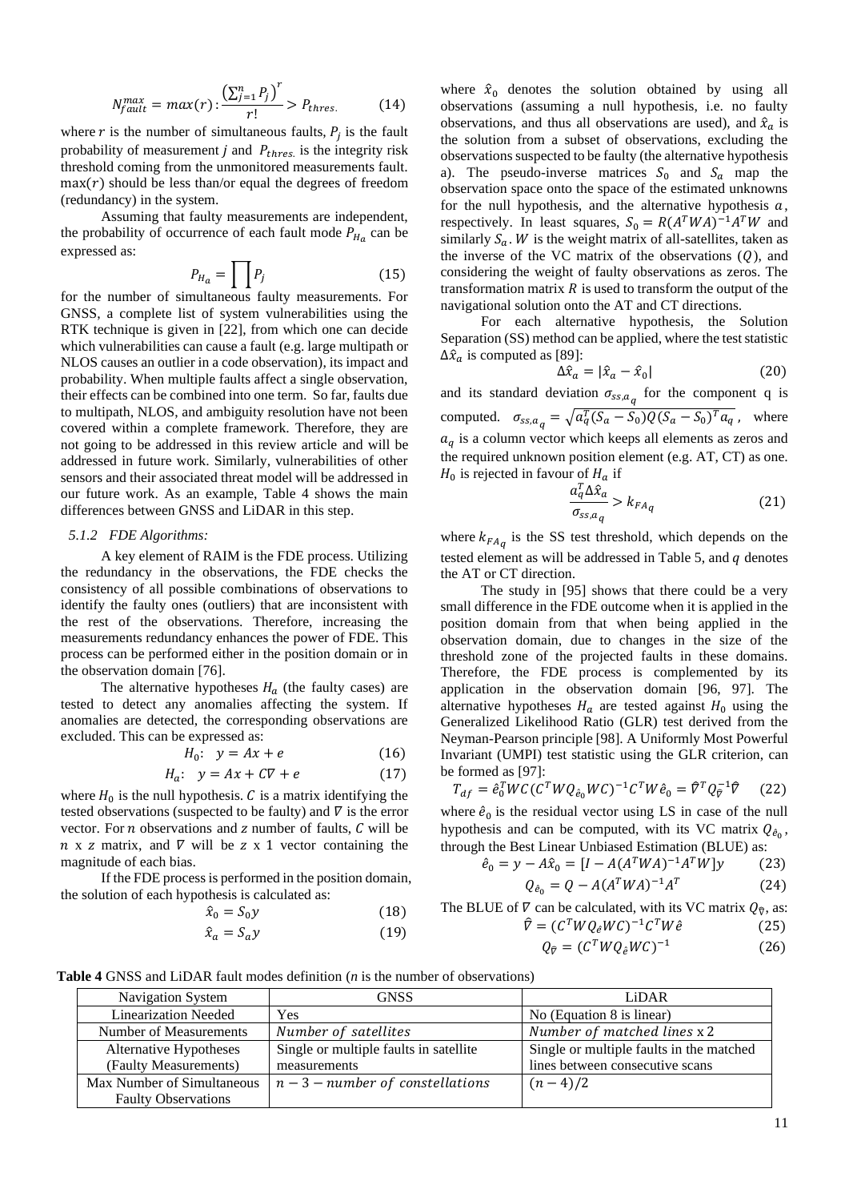$$N_{fault}^{max} = max(r): \frac{\left(\sum_{j=1}^{n} P_j\right)^r}{r!} > P_{thres.} \tag{14}$$

where $r$ is the number of simultaneous faults, $P_j$ is the fault probability of measurement $j$ and $P_{thres.}$ is the integrity risk threshold coming from the unmonitored measurements fault. $\max(r)$ should be less than/or equal the degrees of freedom (redundancy) in the system.

Assuming that faulty measurements are independent, the probability of occurrence of each fault mode $P_{H_a}$ can be expressed as:

$$P_{H_a} = \prod P_j \tag{15}$$

for the number of simultaneous faulty measurements. For GNSS, a complete list of system vulnerabilities using the RTK technique is given in [22], from which one can decide which vulnerabilities can cause a fault (e.g. large multipath or NLOS causes an outlier in a code observation), its impact and probability. When multiple faults affect a single observation, their effects can be combined into one term. So far, faults due to multipath, NLOS, and ambiguity resolution have not been covered within a complete framework. Therefore, they are not going to be addressed in this review article and will be addressed in future work. Similarly, vulnerabilities of other sensors and their associated threat model will be addressed in our future work. As an example, Table 4 shows the main differences between GNSS and LiDAR in this step.

### 5.1.2 FDE Algorithms:

A key element of RAIM is the FDE process. Utilizing the redundancy in the observations, the FDE checks the consistency of all possible combinations of observations to identify the faulty ones (outliers) that are inconsistent with the rest of the observations. Therefore, increasing the measurements redundancy enhances the power of FDE. This process can be performed either in the position domain or in the observation domain [76].

The alternative hypotheses $H_a$ (the faulty cases) are tested to detect any anomalies affecting the system. If anomalies are detected, the corresponding observations are excluded. This can be expressed as:

$$H_0: \quad y = Ax + e \tag{16}$$

$$H_a: \quad y = Ax + C\nabla + e \tag{17}$$

where $H_0$ is the null hypothesis. $C$ is a matrix identifying the tested observations (suspected to be faulty) and $\nabla$ is the error vector. For $n$ observations and $z$ number of faults, $C$ will be $n$ x $z$ matrix, and $\nabla$ will be $z$ x 1 vector containing the magnitude of each bias.

If the FDE process is performed in the position domain, the solution of each hypothesis is calculated as:

$$\hat{x}_0 = S_0 y \tag{18}$$

$$\hat{x}_a = S_a y \tag{19}$$

where $\hat{x}_0$ denotes the solution obtained by using all observations (assuming a null hypothesis, i.e. no faulty observations, and thus all observations are used), and $\hat{x}_a$ is the solution from a subset of observations, excluding the observations suspected to be faulty (the alternative hypothesis a). The pseudo-inverse matrices $S_0$ and $S_a$ map the observation space onto the space of the estimated unknowns for the null hypothesis, and the alternative hypothesis $a$, respectively. In least squares, $S_0 = R(A^TWA)^{-1}A^TW$ and similarly $S_a$. $W$ is the weight matrix of all-satellites, taken as the inverse of the VC matrix of the observations ($Q$), and considering the weight of faulty observations as zeros. The transformation matrix $R$ is used to transform the output of the navigational solution onto the AT and CT directions.

For each alternative hypothesis, the Solution Separation (SS) method can be applied, where the test statistic $\Delta\hat{x}_a$ is computed as [89]:

$$\Delta\hat{x}_a = |\hat{x}_a - \hat{x}_0| \tag{20}$$

and its standard deviation $\sigma_{ss,a_q}$ for the component q is computed. $\sigma_{ss,a_q} = \sqrt{a_q^T(S_a - S_0)Q(S_a - S_0)^T a_q}$, where $a_q$ is a column vector which keeps all elements as zeros and the required unknown position element (e.g. AT, CT) as one. $H_0$ is rejected in favour of $H_a$ if

$$\frac{a_q^T \Delta\hat{x}_a}{\sigma_{ss,a_q}} > k_{FA_q} \tag{21}$$

where $k_{FA_q}$ is the SS test threshold, which depends on the tested element as will be addressed in Table 5, and $q$ denotes the AT or CT direction.

The study in [95] shows that there could be a very small difference in the FDE outcome when it is applied in the position domain from that when being applied in the observation domain, due to changes in the size of the threshold zone of the projected faults in these domains. Therefore, the FDE process is complemented by its application in the observation domain [96, 97]. The alternative hypotheses $H_a$ are tested against $H_0$ using the Generalized Likelihood Ratio (GLR) test derived from the Neyman-Pearson principle [98]. A Uniformly Most Powerful Invariant (UMPI) test statistic using the GLR criterion, can be formed as [97]:

$$T_{df} = \hat{e}_0^T WC(C^T W Q_{\hat{e}_0} WC)^{-1} C^T W \hat{e}_0 = \hat{\nabla}^T Q_{\hat{\nabla}}^{-1} \hat{\nabla} \tag{22}$$

where $\hat{e}_0$ is the residual vector using LS in case of the null hypothesis and can be computed, with its VC matrix $Q_{\hat{e}_0}$, through the Best Linear Unbiased Estimation (BLUE) as:

$$\hat{e}_0 = y - A\hat{x}_0 = [I - A(A^TWA)^{-1}A^TW]y \tag{23}$$

$$Q_{\hat{e}_0} = Q - A(A^TWA)^{-1}A^T \tag{24}$$

The BLUE of $\nabla$ can be calculated, with its VC matrix $Q_{\hat{\nabla}}$, as:

$$\hat{\nabla} = (C^T W Q_{\hat{e}} WC)^{-1} C^T W \hat{e} \tag{25}$$

$$Q_{\hat{\nabla}} = (C^T W Q_{\hat{e}} WC)^{-1} \tag{26}$$

**Table 4** GNSS and LiDAR fault modes definition (*n* is the number of observations)

| Navigation System | GNSS | LiDAR |
|---|---|---|
| Linearization Needed | Yes | No (Equation 8 is linear) |
| Number of Measurements | *Number of satellites* | *Number of matched lines* x 2 |
| Alternative Hypotheses (Faulty Measurements) | Single or multiple faults in satellite measurements | Single or multiple faults in the matched lines between consecutive scans |
| Max Number of Simultaneous Faulty Observations | $n - 3 - \textit{number of constellations}$ | $(n-4)/2$ |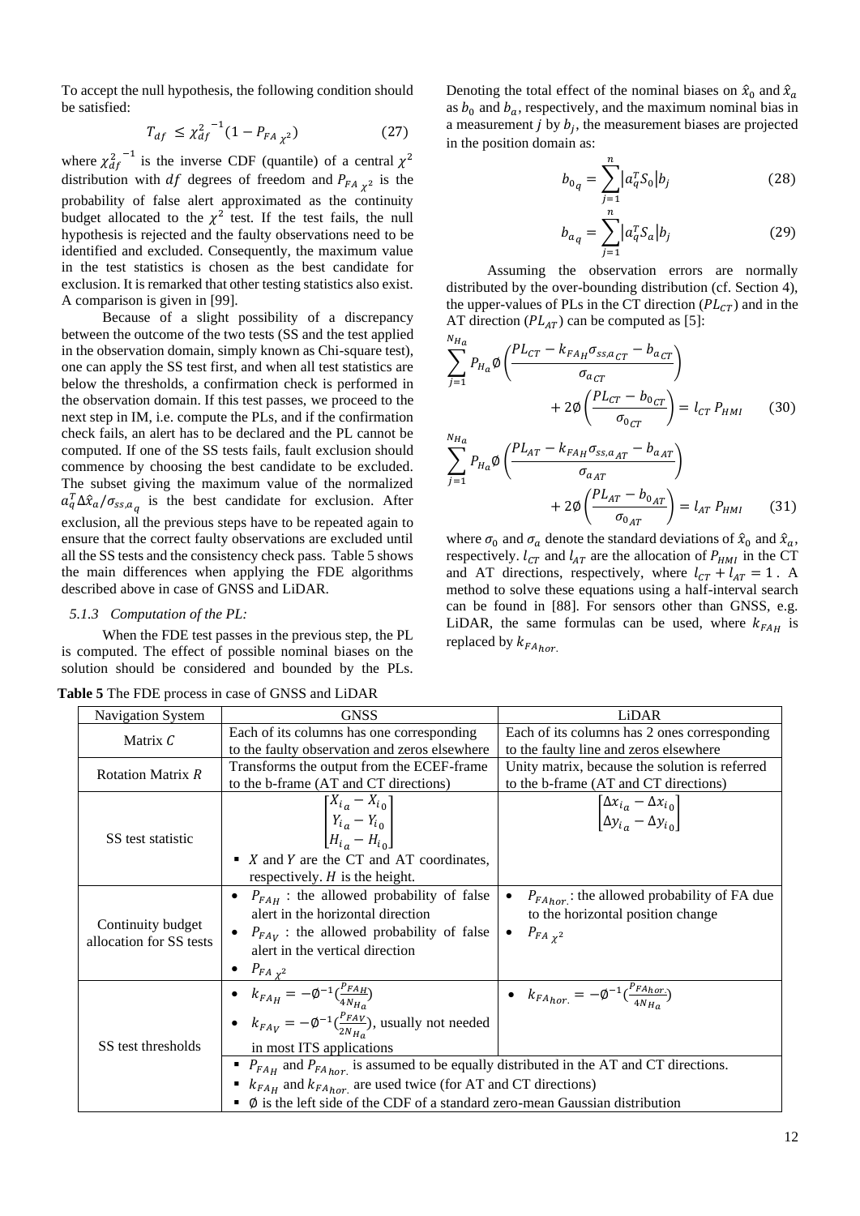To accept the null hypothesis, the following condition should be satisfied:

$$T_{df} \leq {\chi^2_{df}}^{-1}(1 - P_{FA_{\chi^2}}) \tag{27}$$

where ${\chi^2_{df}}^{-1}$ is the inverse CDF (quantile) of a central $\chi^2$ distribution with $df$ degrees of freedom and $P_{FA_{\chi^2}}$ is the probability of false alert approximated as the continuity budget allocated to the $\chi^2$ test. If the test fails, the null hypothesis is rejected and the faulty observations need to be identified and excluded. Consequently, the maximum value in the test statistics is chosen as the best candidate for exclusion. It is remarked that other testing statistics also exist. A comparison is given in [99].

Because of a slight possibility of a discrepancy between the outcome of the two tests (SS and the test applied in the observation domain, simply known as Chi-square test), one can apply the SS test first, and when all test statistics are below the thresholds, a confirmation check is performed in the observation domain. If this test passes, we proceed to the next step in IM, i.e. compute the PLs, and if the confirmation check fails, an alert has to be declared and the PL cannot be computed. If one of the SS tests fails, fault exclusion should commence by choosing the best candidate to be excluded. The subset giving the maximum value of the normalized $a_q^T \Delta\hat{x}_a / \sigma_{ss,a_q}$ is the best candidate for exclusion. After exclusion, all the previous steps have to be repeated again to ensure that the correct faulty observations are excluded until all the SS tests and the consistency check pass. Table 5 shows the main differences when applying the FDE algorithms described above in case of GNSS and LiDAR.

### 5.1.3 Computation of the PL:

When the FDE test passes in the previous step, the PL is computed. The effect of possible nominal biases on the solution should be considered and bounded by the PLs. Denoting the total effect of the nominal biases on $\hat{x}_0$ and $\hat{x}_a$ as $b_0$ and $b_a$, respectively, and the maximum nominal bias in a measurement $j$ by $b_j$, the measurement biases are projected in the position domain as:

$$b_{0_q} = \sum_{j=1}^{n} \left| a_q^T S_0 \right| b_j \tag{28}$$

$$b_{a_q} = \sum_{j=1}^{n} \left| a_q^T S_a \right| b_j \tag{29}$$

Assuming the observation errors are normally distributed by the over-bounding distribution (cf. Section 4), the upper-values of PLs in the CT direction ($PL_{CT}$) and in the AT direction ($PL_{AT}$) can be computed as [5]:

$$\sum_{j=1}^{N_{H_a}} P_{H_a} \emptyset\left(\frac{PL_{CT} - k_{FA_H}\sigma_{ss,a_{CT}} - b_{a_{CT}}}{\sigma_{a_{CT}}}\right) + 2\emptyset\left(\frac{PL_{CT} - b_{0_{CT}}}{\sigma_{0_{CT}}}\right) = l_{CT}\, P_{HMI} \tag{30}$$

$$\sum_{j=1}^{N_{H_a}} P_{H_a} \emptyset\left(\frac{PL_{AT} - k_{FA_H}\sigma_{ss,a_{AT}} - b_{a_{AT}}}{\sigma_{a_{AT}}}\right) + 2\emptyset\left(\frac{PL_{AT} - b_{0_{AT}}}{\sigma_{0_{AT}}}\right) = l_{AT}\, P_{HMI} \tag{31}$$

where $\sigma_0$ and $\sigma_a$ denote the standard deviations of $\hat{x}_0$ and $\hat{x}_a$, respectively. $l_{CT}$ and $l_{AT}$ are the allocation of $P_{HMI}$ in the CT and AT directions, respectively, where $l_{CT} + l_{AT} = 1$. A method to solve these equations using a half-interval search can be found in [88]. For sensors other than GNSS, e.g. LiDAR, the same formulas can be used, where $k_{FA_H}$ is replaced by $k_{FA_{hor.}}$

**Table 5** The FDE process in case of GNSS and LiDAR

| Navigation System | GNSS | LiDAR |
|---|---|---|
| Matrix $C$ | Each of its columns has one corresponding to the faulty observation and zeros elsewhere | Each of its columns has 2 ones corresponding to the faulty line and zeros elsewhere |
| Rotation Matrix $R$ | Transforms the output from the ECEF-frame to the b-frame (AT and CT directions) | Unity matrix, because the solution is referred to the b-frame (AT and CT directions) |
| SS test statistic | $\begin{bmatrix} X_{i_a} - X_{i_0} \\ Y_{i_a} - Y_{i_0} \\ H_{i_a} - H_{i_0} \end{bmatrix}$ <br> ▪ $X$ and $Y$ are the CT and AT coordinates, respectively. $H$ is the height. | $\begin{bmatrix} \Delta x_{i_a} - \Delta x_{i_0} \\ \Delta y_{i_a} - \Delta y_{i_0} \end{bmatrix}$ |
| Continuity budget allocation for SS tests | • $P_{FA_H}$ : the allowed probability of false alert in the horizontal direction <br> • $P_{FA_V}$ : the allowed probability of false alert in the vertical direction <br> • $P_{FA_{\chi^2}}$ | • $P_{FA_{hor.}}$: the allowed probability of FA due to the horizontal position change <br> • $P_{FA_{\chi^2}}$ |
| SS test thresholds | • $k_{FA_H} = -\emptyset^{-1}(\frac{P_{FA_H}}{4N_{H_a}})$ <br> • $k_{FA_V} = -\emptyset^{-1}(\frac{P_{FA_V}}{2N_{H_a}})$, usually not needed in most ITS applications | • $k_{FA_{hor.}} = -\emptyset^{-1}(\frac{P_{FA_{hor.}}}{4N_{H_a}})$ |
| | ▪ $P_{FA_H}$ and $P_{FA_{hor.}}$ is assumed to be equally distributed in the AT and CT directions. <br> ▪ $k_{FA_H}$ and $k_{FA_{hor.}}$ are used twice (for AT and CT directions) <br> ▪ $\emptyset$ is the left side of the CDF of a standard zero-mean Gaussian distribution | |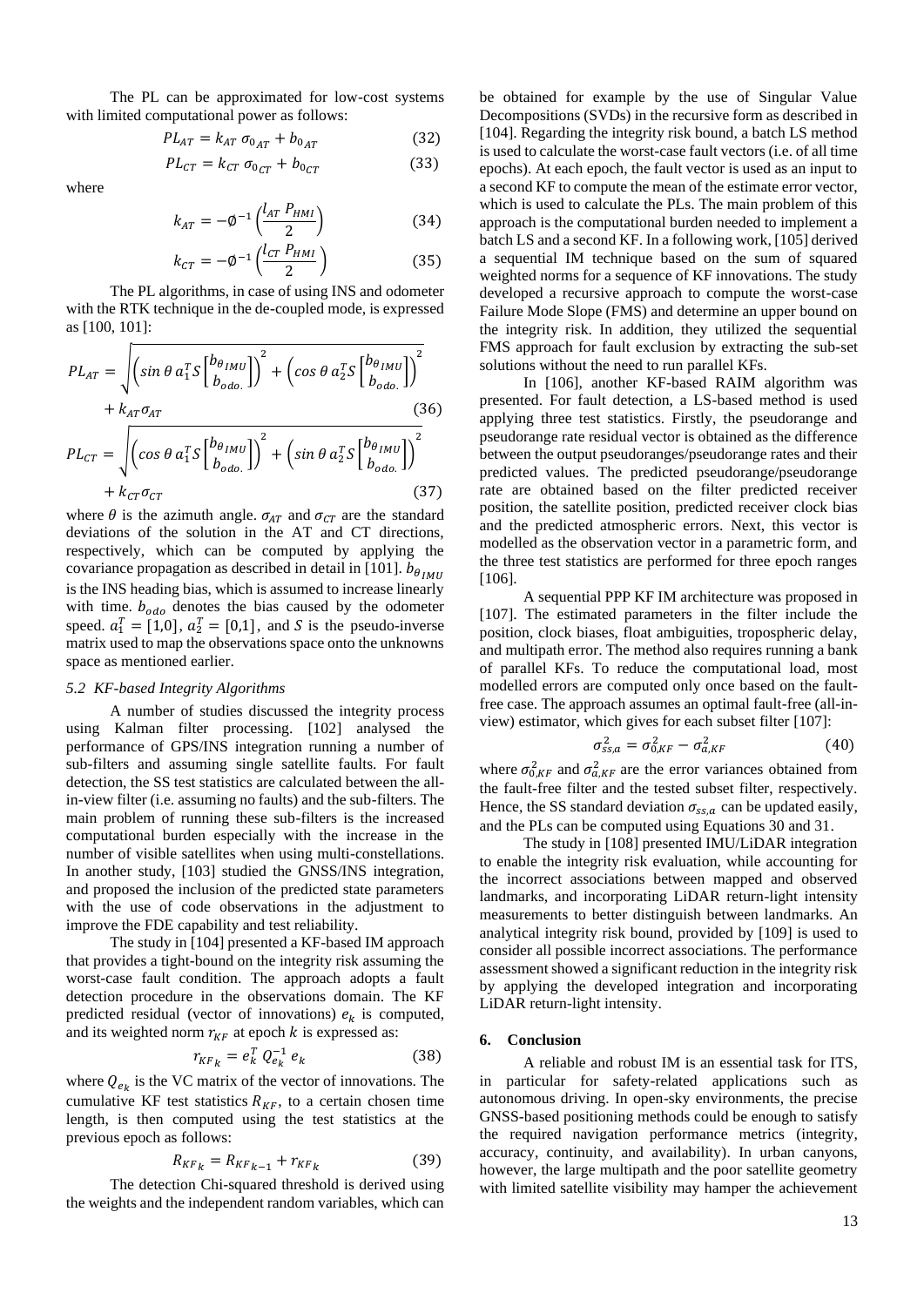The PL can be approximated for low-cost systems with limited computational power as follows:

$$PL_{AT} = k_{AT}\,\sigma_{0_{AT}} + b_{0_{AT}} \tag{32}$$

$$PL_{CT} = k_{CT}\,\sigma_{0_{CT}} + b_{0_{CT}} \tag{33}$$

where

$$k_{AT} = -\emptyset^{-1}\left(\frac{l_{AT}\,P_{HMI}}{2}\right) \tag{34}$$

$$k_{CT} = -\emptyset^{-1}\left(\frac{l_{CT}\,P_{HMI}}{2}\right) \tag{35}$$

The PL algorithms, in case of using INS and odometer with the RTK technique in the de-coupled mode, is expressed as [100, 101]:

$$PL_{AT} = \sqrt{\left(\sin\theta\, a_1^T S\begin{bmatrix} b_{\theta_{IMU}} \\ b_{odo.} \end{bmatrix}\right)^2 + \left(\cos\theta\, a_2^T S\begin{bmatrix} b_{\theta_{IMU}} \\ b_{odo.} \end{bmatrix}\right)^2} + k_{AT}\sigma_{AT} \tag{36}$$

$$PL_{CT} = \sqrt{\left(\cos\theta\, a_1^T S\begin{bmatrix} b_{\theta_{IMU}} \\ b_{odo.} \end{bmatrix}\right)^2 + \left(\sin\theta\, a_2^T S\begin{bmatrix} b_{\theta_{IMU}} \\ b_{odo.} \end{bmatrix}\right)^2} + k_{CT}\sigma_{CT} \tag{37}$$

where $\theta$ is the azimuth angle. $\sigma_{AT}$ and $\sigma_{CT}$ are the standard deviations of the solution in the AT and CT directions, respectively, which can be computed by applying the covariance propagation as described in detail in [101]. $b_{\theta_{IMU}}$ is the INS heading bias, which is assumed to increase linearly with time. $b_{odo}$ denotes the bias caused by the odometer speed. $a_1^T = [1{,}0]$, $a_2^T = [0{,}1]$, and $S$ is the pseudo-inverse matrix used to map the observations space onto the unknowns space as mentioned earlier.

### 5.2 KF-based Integrity Algorithms

A number of studies discussed the integrity process using Kalman filter processing. [102] analysed the performance of GPS/INS integration running a number of sub-filters and assuming single satellite faults. For fault detection, the SS test statistics are calculated between the all-in-view filter (i.e. assuming no faults) and the sub-filters. The main problem of running these sub-filters is the increased computational burden especially with the increase in the number of visible satellites when using multi-constellations. In another study, [103] studied the GNSS/INS integration, and proposed the inclusion of the predicted state parameters with the use of code observations in the adjustment to improve the FDE capability and test reliability.

The study in [104] presented a KF-based IM approach that provides a tight-bound on the integrity risk assuming the worst-case fault condition. The approach adopts a fault detection procedure in the observations domain. The KF predicted residual (vector of innovations) $e_k$ is computed, and its weighted norm $r_{KF}$ at epoch $k$ is expressed as:

$$r_{KF_k} = e_k^T\,Q_{e_k}^{-1}\,e_k \tag{38}$$

where $Q_{e_k}$ is the VC matrix of the vector of innovations. The cumulative KF test statistics $R_{KF}$, to a certain chosen time length, is then computed using the test statistics at the previous epoch as follows:

$$R_{KF_k} = R_{KF_{k-1}} + r_{KF_k} \tag{39}$$

The detection Chi-squared threshold is derived using the weights and the independent random variables, which can be obtained for example by the use of Singular Value Decompositions (SVDs) in the recursive form as described in [104]. Regarding the integrity risk bound, a batch LS method is used to calculate the worst-case fault vectors (i.e. of all time epochs). At each epoch, the fault vector is used as an input to a second KF to compute the mean of the estimate error vector, which is used to calculate the PLs. The main problem of this approach is the computational burden needed to implement a batch LS and a second KF. In a following work, [105] derived a sequential IM technique based on the sum of squared weighted norms for a sequence of KF innovations. The study developed a recursive approach to compute the worst-case Failure Mode Slope (FMS) and determine an upper bound on the integrity risk. In addition, they utilized the sequential FMS approach for fault exclusion by extracting the sub-set solutions without the need to run parallel KFs.

In [106], another KF-based RAIM algorithm was presented. For fault detection, a LS-based method is used applying three test statistics. Firstly, the pseudorange and pseudorange rate residual vector is obtained as the difference between the output pseudoranges/pseudorange rates and their predicted values. The predicted pseudorange/pseudorange rate are obtained based on the filter predicted receiver position, the satellite position, predicted receiver clock bias and the predicted atmospheric errors. Next, this vector is modelled as the observation vector in a parametric form, and the three test statistics are performed for three epoch ranges [106].

A sequential PPP KF IM architecture was proposed in [107]. The estimated parameters in the filter include the position, clock biases, float ambiguities, tropospheric delay, and multipath error. The method also requires running a bank of parallel KFs. To reduce the computational load, most modelled errors are computed only once based on the fault-free case. The approach assumes an optimal fault-free (all-in-view) estimator, which gives for each subset filter [107]:

$$\sigma_{ss,a}^2 = \sigma_{0,KF}^2 - \sigma_{a,KF}^2 \tag{40}$$

where $\sigma_{0,KF}^2$ and $\sigma_{a,KF}^2$ are the error variances obtained from the fault-free filter and the tested subset filter, respectively. Hence, the SS standard deviation $\sigma_{ss,a}$ can be updated easily, and the PLs can be computed using Equations 30 and 31.

The study in [108] presented IMU/LiDAR integration to enable the integrity risk evaluation, while accounting for the incorrect associations between mapped and observed landmarks, and incorporating LiDAR return-light intensity measurements to better distinguish between landmarks. An analytical integrity risk bound, provided by [109] is used to consider all possible incorrect associations. The performance assessment showed a significant reduction in the integrity risk by applying the developed integration and incorporating LiDAR return-light intensity.

## 6. Conclusion

A reliable and robust IM is an essential task for ITS, in particular for safety-related applications such as autonomous driving. In open-sky environments, the precise GNSS-based positioning methods could be enough to satisfy the required navigation performance metrics (integrity, accuracy, continuity, and availability). In urban canyons, however, the large multipath and the poor satellite geometry with limited satellite visibility may hamper the achievement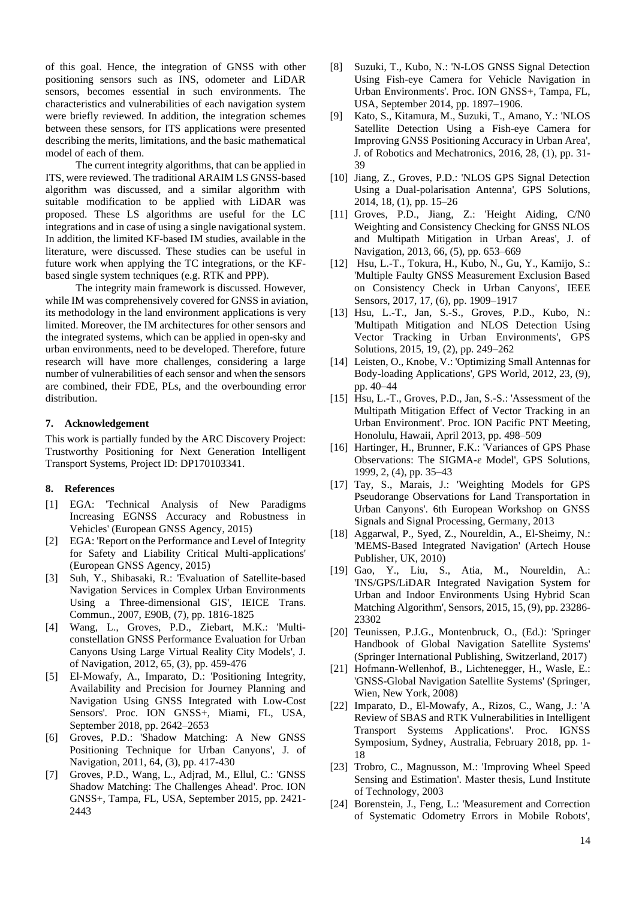of this goal. Hence, the integration of GNSS with other positioning sensors such as INS, odometer and LiDAR sensors, becomes essential in such environments. The characteristics and vulnerabilities of each navigation system were briefly reviewed. In addition, the integration schemes between these sensors, for ITS applications were presented describing the merits, limitations, and the basic mathematical model of each of them.

The current integrity algorithms, that can be applied in ITS, were reviewed. The traditional ARAIM LS GNSS-based algorithm was discussed, and a similar algorithm with suitable modification to be applied with LiDAR was proposed. These LS algorithms are useful for the LC integrations and in case of using a single navigational system. In addition, the limited KF-based IM studies, available in the literature, were discussed. These studies can be useful in future work when applying the TC integrations, or the KF-based single system techniques (e.g. RTK and PPP).

The integrity main framework is discussed. However, while IM was comprehensively covered for GNSS in aviation, its methodology in the land environment applications is very limited. Moreover, the IM architectures for other sensors and the integrated systems, which can be applied in open-sky and urban environments, need to be developed. Therefore, future research will have more challenges, considering a large number of vulnerabilities of each sensor and when the sensors are combined, their FDE, PLs, and the overbounding error distribution.

## 7. Acknowledgement

This work is partially funded by the ARC Discovery Project: Trustworthy Positioning for Next Generation Intelligent Transport Systems, Project ID: DP170103341.

## 8. References

[1] EGA: 'Technical Analysis of New Paradigms Increasing EGNSS Accuracy and Robustness in Vehicles' (European GNSS Agency, 2015)

[2] EGA: 'Report on the Performance and Level of Integrity for Safety and Liability Critical Multi-applications' (European GNSS Agency, 2015)

[3] Suh, Y., Shibasaki, R.: 'Evaluation of Satellite-based Navigation Services in Complex Urban Environments Using a Three-dimensional GIS', IEICE Trans. Commun., 2007, E90B, (7), pp. 1816-1825

[4] Wang, L., Groves, P.D., Ziebart, M.K.: 'Multi-constellation GNSS Performance Evaluation for Urban Canyons Using Large Virtual Reality City Models', J. of Navigation, 2012, 65, (3), pp. 459-476

[5] El-Mowafy, A., Imparato, D.: 'Positioning Integrity, Availability and Precision for Journey Planning and Navigation Using GNSS Integrated with Low-Cost Sensors'. Proc. ION GNSS+, Miami, FL, USA, September 2018, pp. 2642–2653

[6] Groves, P.D.: 'Shadow Matching: A New GNSS Positioning Technique for Urban Canyons', J. of Navigation, 2011, 64, (3), pp. 417-430

[7] Groves, P.D., Wang, L., Adjrad, M., Ellul, C.: 'GNSS Shadow Matching: The Challenges Ahead'. Proc. ION GNSS+, Tampa, FL, USA, September 2015, pp. 2421-2443

[8] Suzuki, T., Kubo, N.: 'N-LOS GNSS Signal Detection Using Fish-eye Camera for Vehicle Navigation in Urban Environments'. Proc. ION GNSS+, Tampa, FL, USA, September 2014, pp. 1897–1906.

[9] Kato, S., Kitamura, M., Suzuki, T., Amano, Y.: 'NLOS Satellite Detection Using a Fish-eye Camera for Improving GNSS Positioning Accuracy in Urban Area', J. of Robotics and Mechatronics, 2016, 28, (1), pp. 31-39

[10] Jiang, Z., Groves, P.D.: 'NLOS GPS Signal Detection Using a Dual-polarisation Antenna', GPS Solutions, 2014, 18, (1), pp. 15–26

[11] Groves, P.D., Jiang, Z.: 'Height Aiding, C/N0 Weighting and Consistency Checking for GNSS NLOS and Multipath Mitigation in Urban Areas', J. of Navigation, 2013, 66, (5), pp. 653–669

[12] Hsu, L.-T., Tokura, H., Kubo, N., Gu, Y., Kamijo, S.: 'Multiple Faulty GNSS Measurement Exclusion Based on Consistency Check in Urban Canyons', IEEE Sensors, 2017, 17, (6), pp. 1909–1917

[13] Hsu, L.-T., Jan, S.-S., Groves, P.D., Kubo, N.: 'Multipath Mitigation and NLOS Detection Using Vector Tracking in Urban Environments', GPS Solutions, 2015, 19, (2), pp. 249–262

[14] Leisten, O., Knobe, V.: 'Optimizing Small Antennas for Body-loading Applications', GPS World, 2012, 23, (9), pp. 40–44

[15] Hsu, L.-T., Groves, P.D., Jan, S.-S.: 'Assessment of the Multipath Mitigation Effect of Vector Tracking in an Urban Environment'. Proc. ION Pacific PNT Meeting, Honolulu, Hawaii, April 2013, pp. 498–509

[16] Hartinger, H., Brunner, F.K.: 'Variances of GPS Phase Observations: The SIGMA-ε Model', GPS Solutions, 1999, 2, (4), pp. 35–43

[17] Tay, S., Marais, J.: 'Weighting Models for GPS Pseudorange Observations for Land Transportation in Urban Canyons'. 6th European Workshop on GNSS Signals and Signal Processing, Germany, 2013

[18] Aggarwal, P., Syed, Z., Noureldin, A., El-Sheimy, N.: 'MEMS-Based Integrated Navigation' (Artech House Publisher, UK, 2010)

[19] Gao, Y., Liu, S., Atia, M., Noureldin, A.: 'INS/GPS/LiDAR Integrated Navigation System for Urban and Indoor Environments Using Hybrid Scan Matching Algorithm', Sensors, 2015, 15, (9), pp. 23286-23302

[20] Teunissen, P.J.G., Montenbruck, O., (Ed.): 'Springer Handbook of Global Navigation Satellite Systems' (Springer International Publishing, Switzerland, 2017)

[21] Hofmann-Wellenhof, B., Lichtenegger, H., Wasle, E.: 'GNSS-Global Navigation Satellite Systems' (Springer, Wien, New York, 2008)

[22] Imparato, D., El-Mowafy, A., Rizos, C., Wang, J.: 'A Review of SBAS and RTK Vulnerabilities in Intelligent Transport Systems Applications'. Proc. IGNSS Symposium, Sydney, Australia, February 2018, pp. 1-18

[23] Trobro, C., Magnusson, M.: 'Improving Wheel Speed Sensing and Estimation'. Master thesis, Lund Institute of Technology, 2003

[24] Borenstein, J., Feng, L.: 'Measurement and Correction of Systematic Odometry Errors in Mobile Robots',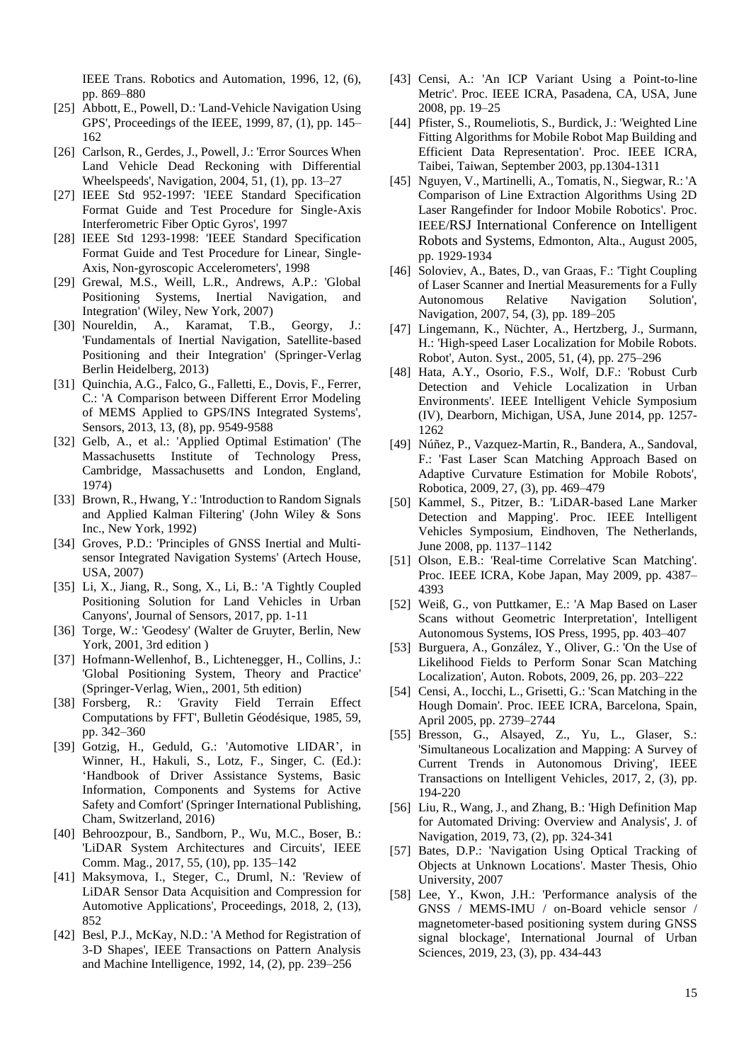IEEE Trans. Robotics and Automation, 1996, 12, (6), pp. 869–880

[25] Abbott, E., Powell, D.: 'Land-Vehicle Navigation Using GPS', Proceedings of the IEEE, 1999, 87, (1), pp. 145–162

[26] Carlson, R., Gerdes, J., Powell, J.: 'Error Sources When Land Vehicle Dead Reckoning with Differential Wheelspeeds', Navigation, 2004, 51, (1), pp. 13–27

[27] IEEE Std 952-1997: 'IEEE Standard Specification Format Guide and Test Procedure for Single-Axis Interferometric Fiber Optic Gyros', 1997

[28] IEEE Std 1293-1998: 'IEEE Standard Specification Format Guide and Test Procedure for Linear, Single-Axis, Non-gyroscopic Accelerometers', 1998

[29] Grewal, M.S., Weill, L.R., Andrews, A.P.: 'Global Positioning Systems, Inertial Navigation, and Integration' (Wiley, New York, 2007)

[30] Noureldin, A., Karamat, T.B., Georgy, J.: 'Fundamentals of Inertial Navigation, Satellite-based Positioning and their Integration' (Springer-Verlag Berlin Heidelberg, 2013)

[31] Quinchia, A.G., Falco, G., Falletti, E., Dovis, F., Ferrer, C.: 'A Comparison between Different Error Modeling of MEMS Applied to GPS/INS Integrated Systems', Sensors, 2013, 13, (8), pp. 9549-9588

[32] Gelb, A., et al.: 'Applied Optimal Estimation' (The Massachusetts Institute of Technology Press, Cambridge, Massachusetts and London, England, 1974)

[33] Brown, R., Hwang, Y.: 'Introduction to Random Signals and Applied Kalman Filtering' (John Wiley & Sons Inc., New York, 1992)

[34] Groves, P.D.: 'Principles of GNSS Inertial and Multi-sensor Integrated Navigation Systems' (Artech House, USA, 2007)

[35] Li, X., Jiang, R., Song, X., Li, B.: 'A Tightly Coupled Positioning Solution for Land Vehicles in Urban Canyons', Journal of Sensors, 2017, pp. 1-11

[36] Torge, W.: 'Geodesy' (Walter de Gruyter, Berlin, New York, 2001, 3rd edition )

[37] Hofmann-Wellenhof, B., Lichtenegger, H., Collins, J.: 'Global Positioning System, Theory and Practice' (Springer-Verlag, Wien,, 2001, 5th edition)

[38] Forsberg, R.: 'Gravity Field Terrain Effect Computations by FFT', Bulletin Géodésique, 1985, 59, pp. 342–360

[39] Gotzig, H., Geduld, G.: 'Automotive LIDAR', in Winner, H., Hakuli, S., Lotz, F., Singer, C. (Ed.): 'Handbook of Driver Assistance Systems, Basic Information, Components and Systems for Active Safety and Comfort' (Springer International Publishing, Cham, Switzerland, 2016)

[40] Behroozpour, B., Sandborn, P., Wu, M.C., Boser, B.: 'LiDAR System Architectures and Circuits', IEEE Comm. Mag., 2017, 55, (10), pp. 135–142

[41] Maksymova, I., Steger, C., Druml, N.: 'Review of LiDAR Sensor Data Acquisition and Compression for Automotive Applications', Proceedings, 2018, 2, (13), 852

[42] Besl, P.J., McKay, N.D.: 'A Method for Registration of 3-D Shapes', IEEE Transactions on Pattern Analysis and Machine Intelligence, 1992, 14, (2), pp. 239–256

[43] Censi, A.: 'An ICP Variant Using a Point-to-line Metric'. Proc. IEEE ICRA, Pasadena, CA, USA, June 2008, pp. 19–25

[44] Pfister, S., Roumeliotis, S., Burdick, J.: 'Weighted Line Fitting Algorithms for Mobile Robot Map Building and Efficient Data Representation'. Proc. IEEE ICRA, Taibei, Taiwan, September 2003, pp.1304-1311

[45] Nguyen, V., Martinelli, A., Tomatis, N., Siegwar, R.: 'A Comparison of Line Extraction Algorithms Using 2D Laser Rangefinder for Indoor Mobile Robotics'. Proc. IEEE/RSJ International Conference on Intelligent Robots and Systems, Edmonton, Alta., August 2005, pp. 1929-1934

[46] Soloviev, A., Bates, D., van Graas, F.: 'Tight Coupling of Laser Scanner and Inertial Measurements for a Fully Autonomous Relative Navigation Solution', Navigation, 2007, 54, (3), pp. 189–205

[47] Lingemann, K., Nüchter, A., Hertzberg, J., Surmann, H.: 'High-speed Laser Localization for Mobile Robots. Robot', Auton. Syst., 2005, 51, (4), pp. 275–296

[48] Hata, A.Y., Osorio, F.S., Wolf, D.F.: 'Robust Curb Detection and Vehicle Localization in Urban Environments'. IEEE Intelligent Vehicle Symposium (IV), Dearborn, Michigan, USA, June 2014, pp. 1257-1262

[49] Núñez, P., Vazquez-Martin, R., Bandera, A., Sandoval, F.: 'Fast Laser Scan Matching Approach Based on Adaptive Curvature Estimation for Mobile Robots', Robotica, 2009, 27, (3), pp. 469–479

[50] Kammel, S., Pitzer, B.: 'LiDAR-based Lane Marker Detection and Mapping'. Proc. IEEE Intelligent Vehicles Symposium, Eindhoven, The Netherlands, June 2008, pp. 1137–1142

[51] Olson, E.B.: 'Real-time Correlative Scan Matching'. Proc. IEEE ICRA, Kobe Japan, May 2009, pp. 4387–4393

[52] Weiß, G., von Puttkamer, E.: 'A Map Based on Laser Scans without Geometric Interpretation', Intelligent Autonomous Systems, IOS Press, 1995, pp. 403–407

[53] Burguera, A., González, Y., Oliver, G.: 'On the Use of Likelihood Fields to Perform Sonar Scan Matching Localization', Auton. Robots, 2009, 26, pp. 203–222

[54] Censi, A., Iocchi, L., Grisetti, G.: 'Scan Matching in the Hough Domain'. Proc. IEEE ICRA, Barcelona, Spain, April 2005, pp. 2739–2744

[55] Bresson, G., Alsayed, Z., Yu, L., Glaser, S.: 'Simultaneous Localization and Mapping: A Survey of Current Trends in Autonomous Driving', IEEE Transactions on Intelligent Vehicles, 2017, 2, (3), pp. 194-220

[56] Liu, R., Wang, J., and Zhang, B.: 'High Definition Map for Automated Driving: Overview and Analysis', J. of Navigation, 2019, 73, (2), pp. 324-341

[57] Bates, D.P.: 'Navigation Using Optical Tracking of Objects at Unknown Locations'. Master Thesis, Ohio University, 2007

[58] Lee, Y., Kwon, J.H.: 'Performance analysis of the GNSS / MEMS-IMU / on-Board vehicle sensor / magnetometer-based positioning system during GNSS signal blockage', International Journal of Urban Sciences, 2019, 23, (3), pp. 434-443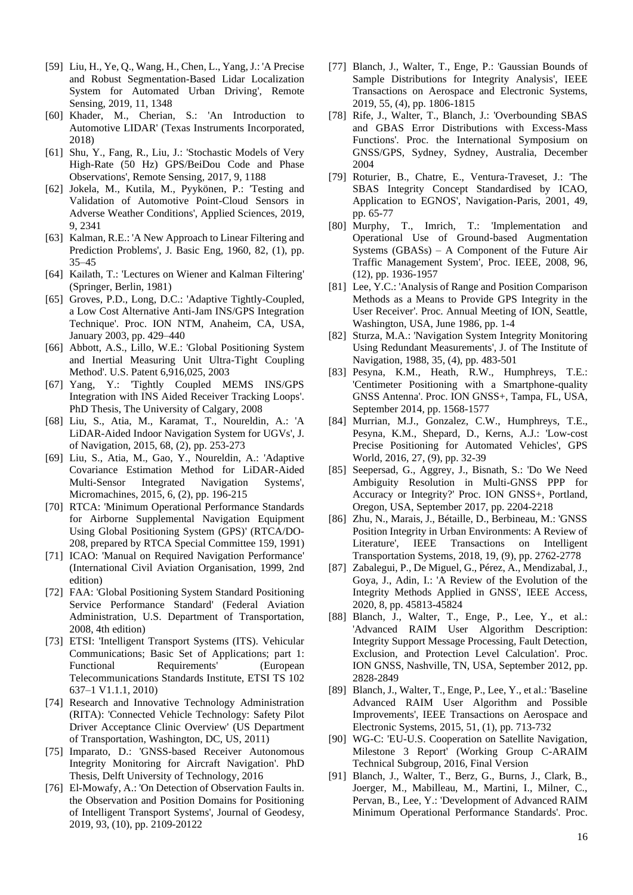[59] Liu, H., Ye, Q., Wang, H., Chen, L., Yang, J.: 'A Precise and Robust Segmentation-Based Lidar Localization System for Automated Urban Driving', Remote Sensing, 2019, 11, 1348

[60] Khader, M., Cherian, S.: 'An Introduction to Automotive LIDAR' (Texas Instruments Incorporated, 2018)

[61] Shu, Y., Fang, R., Liu, J.: 'Stochastic Models of Very High-Rate (50 Hz) GPS/BeiDou Code and Phase Observations', Remote Sensing, 2017, 9, 1188

[62] Jokela, M., Kutila, M., Pyykönen, P.: 'Testing and Validation of Automotive Point-Cloud Sensors in Adverse Weather Conditions', Applied Sciences, 2019, 9, 2341

[63] Kalman, R.E.: 'A New Approach to Linear Filtering and Prediction Problems', J. Basic Eng, 1960, 82, (1), pp. 35–45

[64] Kailath, T.: 'Lectures on Wiener and Kalman Filtering' (Springer, Berlin, 1981)

[65] Groves, P.D., Long, D.C.: 'Adaptive Tightly-Coupled, a Low Cost Alternative Anti-Jam INS/GPS Integration Technique'. Proc. ION NTM, Anaheim, CA, USA, January 2003, pp. 429–440

[66] Abbott, A.S., Lillo, W.E.: 'Global Positioning System and Inertial Measuring Unit Ultra-Tight Coupling Method'. U.S. Patent 6,916,025, 2003

[67] Yang, Y.: 'Tightly Coupled MEMS INS/GPS Integration with INS Aided Receiver Tracking Loops'. PhD Thesis, The University of Calgary, 2008

[68] Liu, S., Atia, M., Karamat, T., Noureldin, A.: 'A LiDAR-Aided Indoor Navigation System for UGVs', J. of Navigation, 2015, 68, (2), pp. 253-273

[69] Liu, S., Atia, M., Gao, Y., Noureldin, A.: 'Adaptive Covariance Estimation Method for LiDAR-Aided Multi-Sensor Integrated Navigation Systems', Micromachines, 2015, 6, (2), pp. 196-215

[70] RTCA: 'Minimum Operational Performance Standards for Airborne Supplemental Navigation Equipment Using Global Positioning System (GPS)' (RTCA/DO-208, prepared by RTCA Special Committee 159, 1991)

[71] ICAO: 'Manual on Required Navigation Performance' (International Civil Aviation Organisation, 1999, 2nd edition)

[72] FAA: 'Global Positioning System Standard Positioning Service Performance Standard' (Federal Aviation Administration, U.S. Department of Transportation, 2008, 4th edition)

[73] ETSI: 'Intelligent Transport Systems (ITS). Vehicular Communications; Basic Set of Applications; part 1: Functional Requirements' (European Telecommunications Standards Institute, ETSI TS 102 637–1 V1.1.1, 2010)

[74] Research and Innovative Technology Administration (RITA): 'Connected Vehicle Technology: Safety Pilot Driver Acceptance Clinic Overview' (US Department of Transportation, Washington, DC, US, 2011)

[75] Imparato, D.: 'GNSS-based Receiver Autonomous Integrity Monitoring for Aircraft Navigation'. PhD Thesis, Delft University of Technology, 2016

[76] El-Mowafy, A.: 'On Detection of Observation Faults in. the Observation and Position Domains for Positioning of Intelligent Transport Systems', Journal of Geodesy, 2019, 93, (10), pp. 2109-20122

[77] Blanch, J., Walter, T., Enge, P.: 'Gaussian Bounds of Sample Distributions for Integrity Analysis', IEEE Transactions on Aerospace and Electronic Systems, 2019, 55, (4), pp. 1806-1815

[78] Rife, J., Walter, T., Blanch, J.: 'Overbounding SBAS and GBAS Error Distributions with Excess-Mass Functions'. Proc. the International Symposium on GNSS/GPS, Sydney, Sydney, Australia, December 2004

[79] Roturier, B., Chatre, E., Ventura-Traveset, J.: 'The SBAS Integrity Concept Standardised by ICAO, Application to EGNOS', Navigation-Paris, 2001, 49, pp. 65-77

[80] Murphy, T., Imrich, T.: 'Implementation and Operational Use of Ground-based Augmentation Systems (GBASs) – A Component of the Future Air Traffic Management System', Proc. IEEE, 2008, 96, (12), pp. 1936-1957

[81] Lee, Y.C.: 'Analysis of Range and Position Comparison Methods as a Means to Provide GPS Integrity in the User Receiver'. Proc. Annual Meeting of ION, Seattle, Washington, USA, June 1986, pp. 1-4

[82] Sturza, M.A.: 'Navigation System Integrity Monitoring Using Redundant Measurements', J. of The Institute of Navigation, 1988, 35, (4), pp. 483-501

[83] Pesyna, K.M., Heath, R.W., Humphreys, T.E.: 'Centimeter Positioning with a Smartphone-quality GNSS Antenna'. Proc. ION GNSS+, Tampa, FL, USA, September 2014, pp. 1568-1577

[84] Murrian, M.J., Gonzalez, C.W., Humphreys, T.E., Pesyna, K.M., Shepard, D., Kerns, A.J.: 'Low-cost Precise Positioning for Automated Vehicles', GPS World, 2016, 27, (9), pp. 32-39

[85] Seepersad, G., Aggrey, J., Bisnath, S.: 'Do We Need Ambiguity Resolution in Multi-GNSS PPP for Accuracy or Integrity?' Proc. ION GNSS+, Portland, Oregon, USA, September 2017, pp. 2204-2218

[86] Zhu, N., Marais, J., Bétaille, D., Berbineau, M.: 'GNSS Position Integrity in Urban Environments: A Review of Literature', IEEE Transactions on Intelligent Transportation Systems, 2018, 19, (9), pp. 2762-2778

[87] Zabalegui, P., De Miguel, G., Pérez, A., Mendizabal, J., Goya, J., Adin, I.: 'A Review of the Evolution of the Integrity Methods Applied in GNSS', IEEE Access, 2020, 8, pp. 45813-45824

[88] Blanch, J., Walter, T., Enge, P., Lee, Y., et al.: 'Advanced RAIM User Algorithm Description: Integrity Support Message Processing, Fault Detection, Exclusion, and Protection Level Calculation'. Proc. ION GNSS, Nashville, TN, USA, September 2012, pp. 2828-2849

[89] Blanch, J., Walter, T., Enge, P., Lee, Y., et al.: 'Baseline Advanced RAIM User Algorithm and Possible Improvements', IEEE Transactions on Aerospace and Electronic Systems, 2015, 51, (1), pp. 713-732

[90] WG-C: 'EU-U.S. Cooperation on Satellite Navigation, Milestone 3 Report' (Working Group C-ARAIM Technical Subgroup, 2016, Final Version

[91] Blanch, J., Walter, T., Berz, G., Burns, J., Clark, B., Joerger, M., Mabilleau, M., Martini, I., Milner, C., Pervan, B., Lee, Y.: 'Development of Advanced RAIM Minimum Operational Performance Standards'. Proc.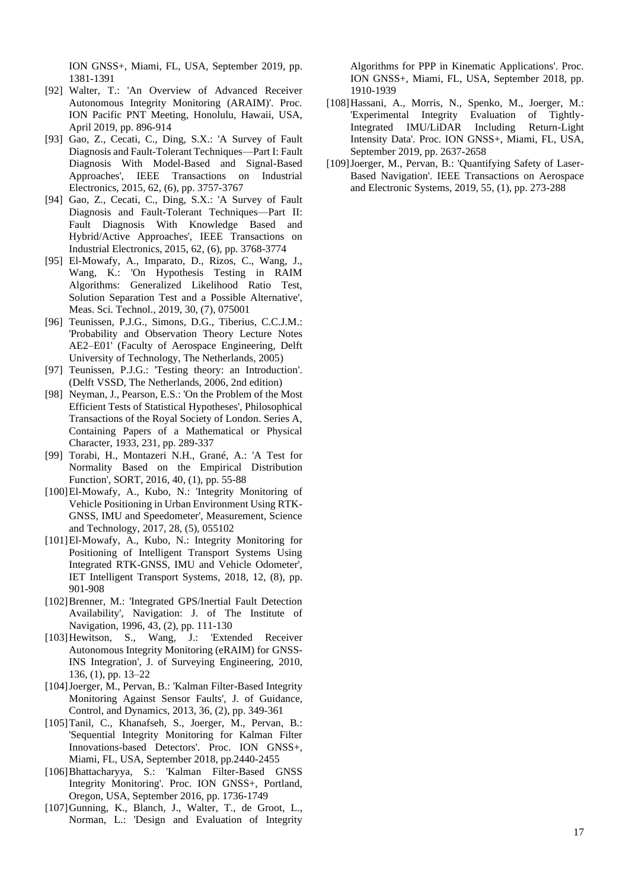ION GNSS+, Miami, FL, USA, September 2019, pp. 1381-1391

[92] Walter, T.: 'An Overview of Advanced Receiver Autonomous Integrity Monitoring (ARAIM)'. Proc. ION Pacific PNT Meeting, Honolulu, Hawaii, USA, April 2019, pp. 896-914

[93] Gao, Z., Cecati, C., Ding, S.X.: 'A Survey of Fault Diagnosis and Fault-Tolerant Techniques—Part I: Fault Diagnosis With Model-Based and Signal-Based Approaches', IEEE Transactions on Industrial Electronics, 2015, 62, (6), pp. 3757-3767

[94] Gao, Z., Cecati, C., Ding, S.X.: 'A Survey of Fault Diagnosis and Fault-Tolerant Techniques—Part II: Fault Diagnosis With Knowledge Based and Hybrid/Active Approaches', IEEE Transactions on Industrial Electronics, 2015, 62, (6), pp. 3768-3774

[95] El-Mowafy, A., Imparato, D., Rizos, C., Wang, J., Wang, K.: 'On Hypothesis Testing in RAIM Algorithms: Generalized Likelihood Ratio Test, Solution Separation Test and a Possible Alternative', Meas. Sci. Technol., 2019, 30, (7), 075001

[96] Teunissen, P.J.G., Simons, D.G., Tiberius, C.C.J.M.: 'Probability and Observation Theory Lecture Notes AE2–E01' (Faculty of Aerospace Engineering, Delft University of Technology, The Netherlands, 2005)

[97] Teunissen, P.J.G.: 'Testing theory: an Introduction'. (Delft VSSD, The Netherlands, 2006, 2nd edition)

[98] Neyman, J., Pearson, E.S.: 'On the Problem of the Most Efficient Tests of Statistical Hypotheses', Philosophical Transactions of the Royal Society of London. Series A, Containing Papers of a Mathematical or Physical Character, 1933, 231, pp. 289-337

[99] Torabi, H., Montazeri N.H., Grané, A.: 'A Test for Normality Based on the Empirical Distribution Function', SORT, 2016, 40, (1), pp. 55-88

[100] El-Mowafy, A., Kubo, N.: 'Integrity Monitoring of Vehicle Positioning in Urban Environment Using RTK-GNSS, IMU and Speedometer', Measurement, Science and Technology, 2017, 28, (5), 055102

[101] El-Mowafy, A., Kubo, N.: Integrity Monitoring for Positioning of Intelligent Transport Systems Using Integrated RTK-GNSS, IMU and Vehicle Odometer', IET Intelligent Transport Systems, 2018, 12, (8), pp. 901-908

[102] Brenner, M.: 'Integrated GPS/Inertial Fault Detection Availability', Navigation: J. of The Institute of Navigation, 1996, 43, (2), pp. 111-130

[103] Hewitson, S., Wang, J.: 'Extended Receiver Autonomous Integrity Monitoring (eRAIM) for GNSS-INS Integration', J. of Surveying Engineering, 2010, 136, (1), pp. 13–22

[104] Joerger, M., Pervan, B.: 'Kalman Filter-Based Integrity Monitoring Against Sensor Faults', J. of Guidance, Control, and Dynamics, 2013, 36, (2), pp. 349-361

[105] Tanil, C., Khanafseh, S., Joerger, M., Pervan, B.: 'Sequential Integrity Monitoring for Kalman Filter Innovations-based Detectors'. Proc. ION GNSS+, Miami, FL, USA, September 2018, pp.2440-2455

[106] Bhattacharyya, S.: 'Kalman Filter-Based GNSS Integrity Monitoring'. Proc. ION GNSS+, Portland, Oregon, USA, September 2016, pp. 1736-1749

[107] Gunning, K., Blanch, J., Walter, T., de Groot, L., Norman, L.: 'Design and Evaluation of Integrity Algorithms for PPP in Kinematic Applications'. Proc. ION GNSS+, Miami, FL, USA, September 2018, pp. 1910-1939

[108] Hassani, A., Morris, N., Spenko, M., Joerger, M.: 'Experimental Integrity Evaluation of Tightly-Integrated IMU/LiDAR Including Return-Light Intensity Data'. Proc. ION GNSS+, Miami, FL, USA, September 2019, pp. 2637-2658

[109] Joerger, M., Pervan, B.: 'Quantifying Safety of Laser-Based Navigation'. IEEE Transactions on Aerospace and Electronic Systems, 2019, 55, (1), pp. 273-288